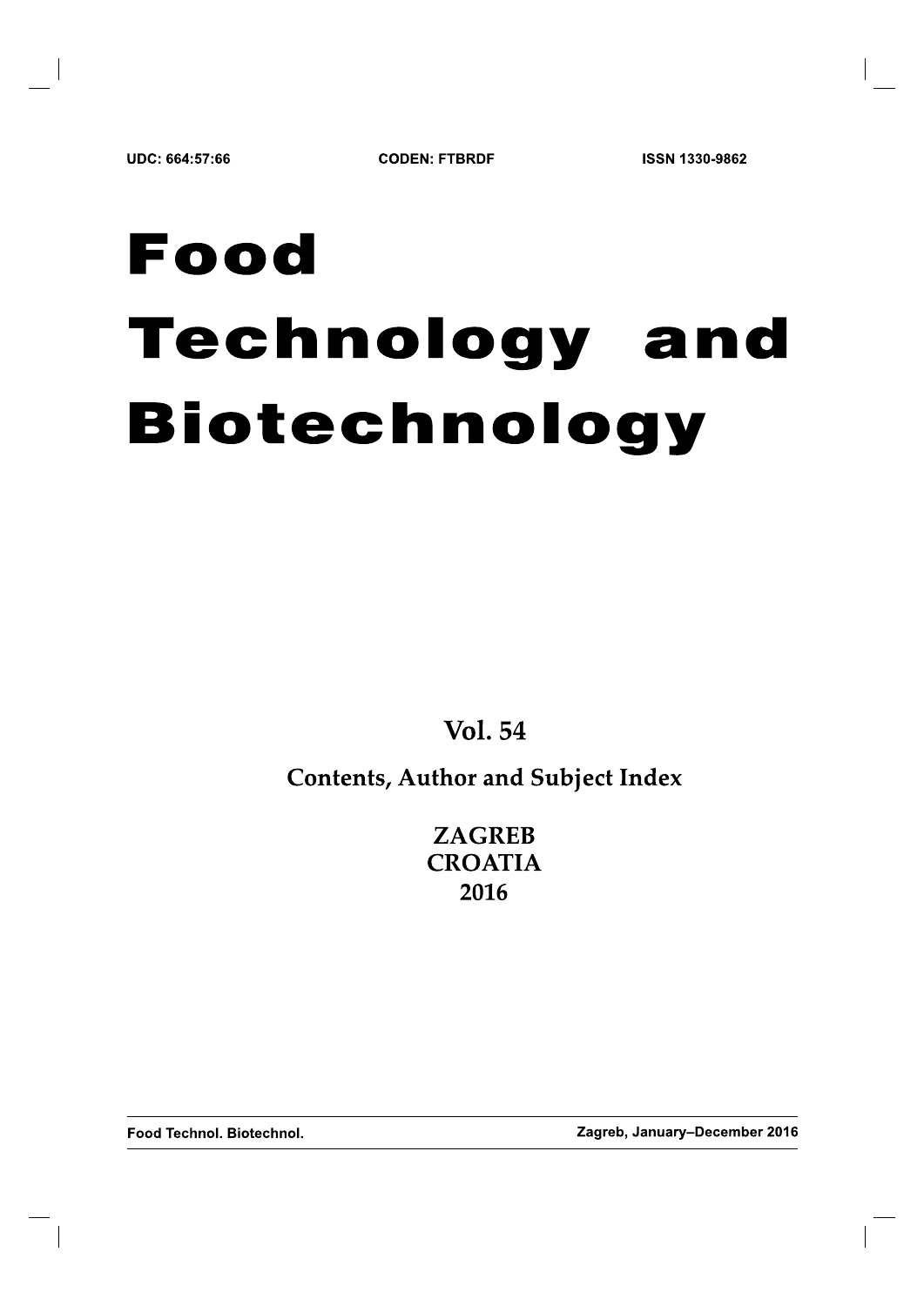UDC: 664:57:66 CODEN: FTBRDF ISSN 1330-9862

# Food Technology and Biotechnology

## Vol. 54

### Contents, Author and Subject Index

**ZAGREB**
**CROATIA**
**2016**

**Food Technol. Biotechnol.** **Zagreb, January–December 2016**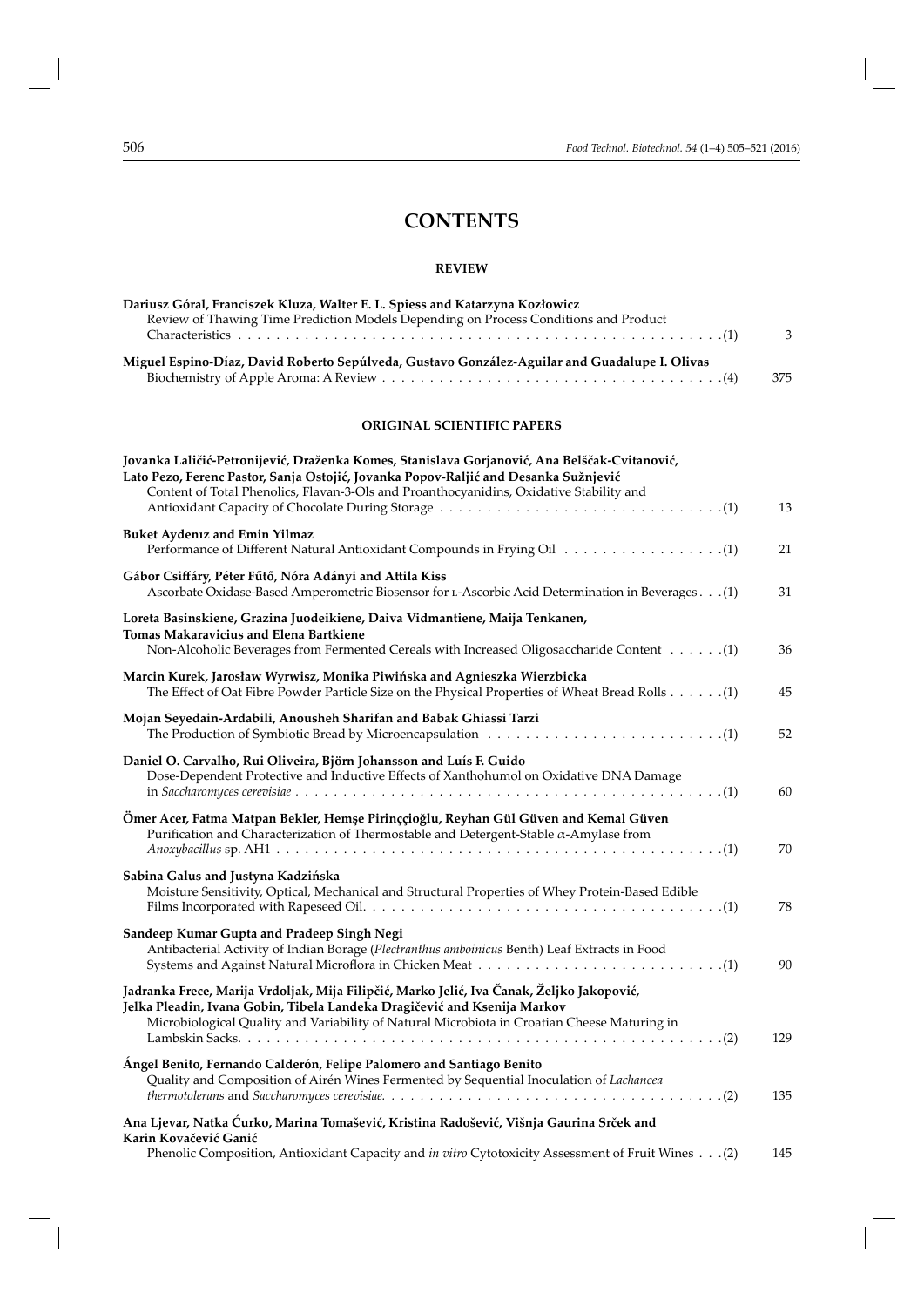# CONTENTS

## REVIEW

**Dariusz Góral, Franciszek Kluza, Walter E. L. Spiess and Katarzyna Kozłowicz**
Review of Thawing Time Prediction Models Depending on Process Conditions and Product Characteristics . . . . . . . . . . . . . . . . . . . . . . . . . . . . . . . . . . . . . . . . . . . . . . . . . . . . . . . .(1) 3

**Miguel Espino-Díaz, David Roberto Sepúlveda, Gustavo González-Aguilar and Guadalupe I. Olivas**
Biochemistry of Apple Aroma: A Review . . . . . . . . . . . . . . . . . . . . . . . . . . . . . . . . . . . . .(4) 375

## ORIGINAL SCIENTIFIC PAPERS

**Jovanka Laličić-Petronijević, Draženka Komes, Stanislava Gorjanović, Ana Belščak-Cvitanović, Lato Pezo, Ferenc Pastor, Sanja Ostojić, Jovanka Popov-Raljić and Desanka Sužnjević**
Content of Total Phenolics, Flavan-3-Ols and Proanthocyanidins, Oxidative Stability and Antioxidant Capacity of Chocolate During Storage . . . . . . . . . . . . . . . . . . . . . . . . . . . . .(1) 13

**Buket Aydenız and Emin Yilmaz**
Performance of Different Natural Antioxidant Compounds in Frying Oil . . . . . . . . . . . . . . . . .(1) 21

**Gábor Csiffáry, Péter Fűtő, Nóra Adányi and Attila Kiss**
Ascorbate Oxidase-Based Amperometric Biosensor for L-Ascorbic Acid Determination in Beverages . . .(1) 31

**Loreta Basinskiene, Grazina Juodeikiene, Daiva Vidmantiene, Maija Tenkanen, Tomas Makaravicius and Elena Bartkiene**
Non-Alcoholic Beverages from Fermented Cereals with Increased Oligosaccharide Content . . . . . .(1) 36

**Marcin Kurek, Jarosław Wyrwisz, Monika Piwińska and Agnieszka Wierzbicka**
The Effect of Oat Fibre Powder Particle Size on the Physical Properties of Wheat Bread Rolls . . . . . .(1) 45

**Mojan Seyedain-Ardabili, Anousheh Sharifan and Babak Ghiassi Tarzi**
The Production of Symbiotic Bread by Microencapsulation . . . . . . . . . . . . . . . . . . . . . . . . . .(1) 52

**Daniel O. Carvalho, Rui Oliveira, Björn Johansson and Luís F. Guido**
Dose-Dependent Protective and Inductive Effects of Xanthohumol on Oxidative DNA Damage in *Saccharomyces cerevisiae* . . . . . . . . . . . . . . . . . . . . . . . . . . . . . . . . . . . . . . . . . . . . . .(1) 60

**Ömer Acer, Fatma Matpan Bekler, Hemşe Pirinççioğlu, Reyhan Gül Güven and Kemal Güven**
Purification and Characterization of Thermostable and Detergent-Stable α-Amylase from *Anoxybacillus* sp. AH1 . . . . . . . . . . . . . . . . . . . . . . . . . . . . . . . . . . . . . . . . . . . . . . . .(1) 70

**Sabina Galus and Justyna Kadzińska**
Moisture Sensitivity, Optical, Mechanical and Structural Properties of Whey Protein-Based Edible Films Incorporated with Rapeseed Oil. . . . . . . . . . . . . . . . . . . . . . . . . . . . . . . . . . . . . . .(1) 78

**Sandeep Kumar Gupta and Pradeep Singh Negi**
Antibacterial Activity of Indian Borage (*Plectranthus amboinicus* Benth) Leaf Extracts in Food Systems and Against Natural Microflora in Chicken Meat . . . . . . . . . . . . . . . . . . . . . . . . . .(1) 90

**Jadranka Frece, Marija Vrdoljak, Mija Filipčić, Marko Jelić, Iva Čanak, Željko Jakopović, Jelka Pleadin, Ivana Gobin, Tibela Landeka Dragičević and Ksenija Markov**
Microbiological Quality and Variability of Natural Microbiota in Croatian Cheese Maturing in Lambskin Sacks. . . . . . . . . . . . . . . . . . . . . . . . . . . . . . . . . . . . . . . . . . . . . . . . . . . . .(2) 129

**Ángel Benito, Fernando Calderón, Felipe Palomero and Santiago Benito**
Quality and Composition of Airén Wines Fermented by Sequential Inoculation of *Lachancea thermotolerans* and *Saccharomyces cerevisiae*. . . . . . . . . . . . . . . . . . . . . . . . . . . . . . . . . .(2) 135

**Ana Ljevar, Natka Ćurko, Marina Tomašević, Kristina Radošević, Višnja Gaurina Srček and Karin Kovačević Ganić**
Phenolic Composition, Antioxidant Capacity and *in vitro* Cytotoxicity Assessment of Fruit Wines . . .(2) 145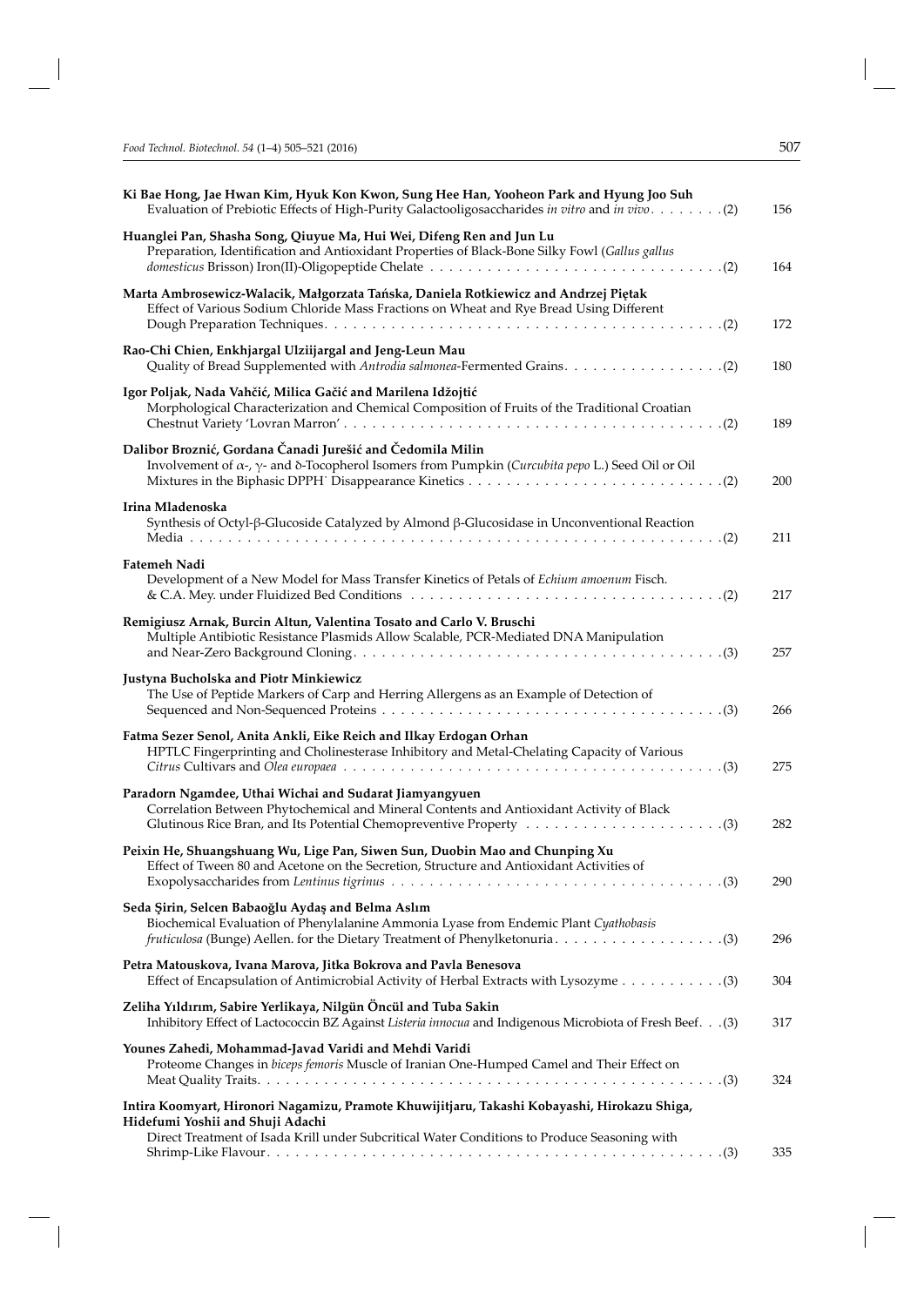**Ki Bae Hong, Jae Hwan Kim, Hyuk Kon Kwon, Sung Hee Han, Yooheon Park and Hyung Joo Suh**
Evaluation of Prebiotic Effects of High-Purity Galactooligosaccharides *in vitro* and *in vivo*. . . . . . . . (2) 156

**Huanglei Pan, Shasha Song, Qiuyue Ma, Hui Wei, Difeng Ren and Jun Lu**
Preparation, Identification and Antioxidant Properties of Black-Bone Silky Fowl (*Gallus gallus domesticus* Brisson) Iron(II)-Oligopeptide Chelate . . . . . . . . . . . . . . . . . . . . . . . . . . . . . . . (2) 164

**Marta Ambrosewicz-Walacik, Małgorzata Tańska, Daniela Rotkiewicz and Andrzej Piętak**
Effect of Various Sodium Chloride Mass Fractions on Wheat and Rye Bread Using Different Dough Preparation Techniques. . . . . . . . . . . . . . . . . . . . . . . . . . . . . . . . . . . . . . . . . (2) 172

**Rao-Chi Chien, Enkhjargal Ulziijargal and Jeng-Leun Mau**
Quality of Bread Supplemented with *Antrodia salmonea*-Fermented Grains. . . . . . . . . . . . . . . . . (2) 180

**Igor Poljak, Nada Vahčić, Milica Gačić and Marilena Idžojtić**
Morphological Characterization and Chemical Composition of Fruits of the Traditional Croatian Chestnut Variety 'Lovran Marron' . . . . . . . . . . . . . . . . . . . . . . . . . . . . . . . . . . . . . . . (2) 189

**Dalibor Broznić, Gordana Čanadi Jurešić and Čedomila Milin**
Involvement of α-, γ- and δ-Tocopherol Isomers from Pumpkin (*Curcubita pepo* L.) Seed Oil or Oil Mixtures in the Biphasic DPPH˙ Disappearance Kinetics . . . . . . . . . . . . . . . . . . . . . . . . . . . (2) 200

**Irina Mladenoska**
Synthesis of Octyl-β-Glucoside Catalyzed by Almond β-Glucosidase in Unconventional Reaction Media . . . . . . . . . . . . . . . . . . . . . . . . . . . . . . . . . . . . . . . . . . . . . . . . . . . . . . (2) 211

**Fatemeh Nadi**
Development of a New Model for Mass Transfer Kinetics of Petals of *Echium amoenum* Fisch. & C.A. Mey. under Fluidized Bed Conditions . . . . . . . . . . . . . . . . . . . . . . . . . . . . . . . . (2) 217

**Remigiusz Arnak, Burcin Altun, Valentina Tosato and Carlo V. Bruschi**
Multiple Antibiotic Resistance Plasmids Allow Scalable, PCR-Mediated DNA Manipulation and Near-Zero Background Cloning. . . . . . . . . . . . . . . . . . . . . . . . . . . . . . . . . . . . . . . (3) 257

**Justyna Bucholska and Piotr Minkiewicz**
The Use of Peptide Markers of Carp and Herring Allergens as an Example of Detection of Sequenced and Non-Sequenced Proteins . . . . . . . . . . . . . . . . . . . . . . . . . . . . . . . . . . . (3) 266

**Fatma Sezer Senol, Anita Ankli, Eike Reich and Ilkay Erdogan Orhan**
HPTLC Fingerprinting and Cholinesterase Inhibitory and Metal-Chelating Capacity of Various *Citrus* Cultivars and *Olea europaea* . . . . . . . . . . . . . . . . . . . . . . . . . . . . . . . . . . . . . . . (3) 275

**Paradorn Ngamdee, Uthai Wichai and Sudarat Jiamyangyuen**
Correlation Between Phytochemical and Mineral Contents and Antioxidant Activity of Black Glutinous Rice Bran, and Its Potential Chemopreventive Property . . . . . . . . . . . . . . . . . . . . . (3) 282

**Peixin He, Shuangshuang Wu, Lige Pan, Siwen Sun, Duobin Mao and Chunping Xu**
Effect of Tween 80 and Acetone on the Secretion, Structure and Antioxidant Activities of Exopolysaccharides from *Lentinus tigrinus* . . . . . . . . . . . . . . . . . . . . . . . . . . . . . . . . . . (3) 290

**Seda Şirin, Selcen Babaoğlu Aydaş and Belma Aslım**
Biochemical Evaluation of Phenylalanine Ammonia Lyase from Endemic Plant *Cyathobasis fruticulosa* (Bunge) Aellen. for the Dietary Treatment of Phenylketonuria. . . . . . . . . . . . . . . . . . (3) 296

**Petra Matouskova, Ivana Marova, Jitka Bokrova and Pavla Benesova**
Effect of Encapsulation of Antimicrobial Activity of Herbal Extracts with Lysozyme . . . . . . . . . . . (3) 304

**Zeliha Yıldırım, Sabire Yerlikaya, Nilgün Öncül and Tuba Sakin**
Inhibitory Effect of Lactococcin BZ Against *Listeria innocua* and Indigenous Microbiota of Fresh Beef. . . (3) 317

**Younes Zahedi, Mohammad-Javad Varidi and Mehdi Varidi**
Proteome Changes in *biceps femoris* Muscle of Iranian One-Humped Camel and Their Effect on Meat Quality Traits. . . . . . . . . . . . . . . . . . . . . . . . . . . . . . . . . . . . . . . . . . . . . . . . . . (3) 324

**Intira Koomyart, Hironori Nagamizu, Pramote Khuwijitjaru, Takashi Kobayashi, Hirokazu Shiga, Hidefumi Yoshii and Shuji Adachi**
Direct Treatment of Isada Krill under Subcritical Water Conditions to Produce Seasoning with Shrimp-Like Flavour. . . . . . . . . . . . . . . . . . . . . . . . . . . . . . . . . . . . . . . . . . . . . . . . . (3) 335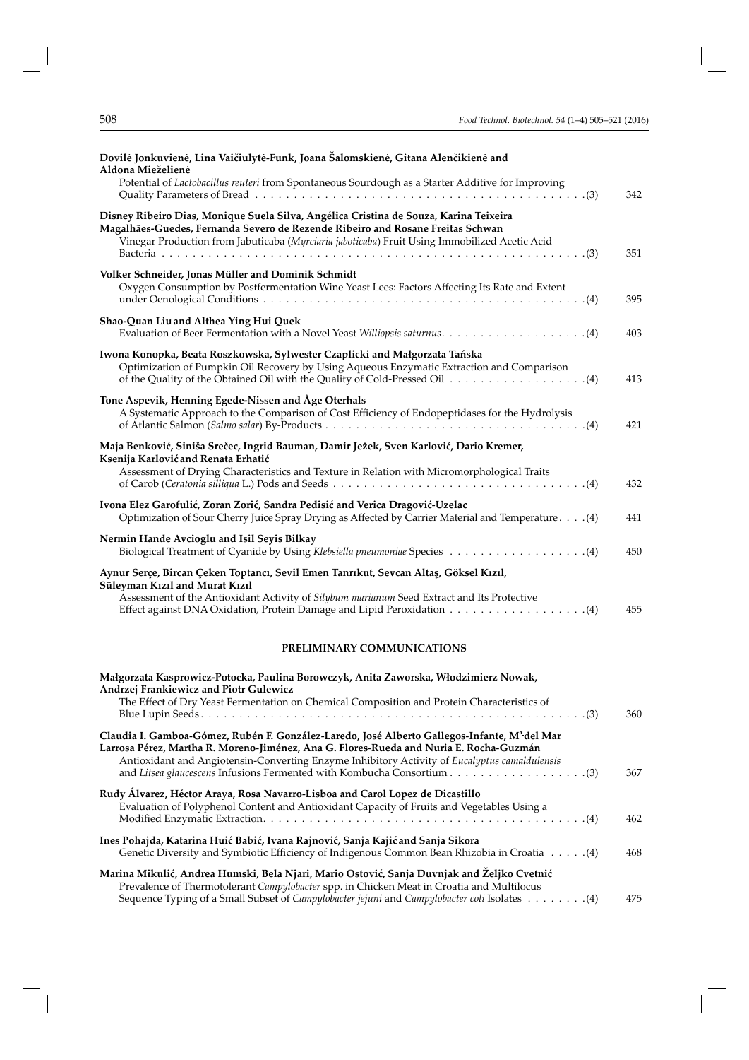**Dovilė Jonkuvienė, Lina Vaičiulytė-Funk, Joana Šalomskienė, Gitana Alenčikienė and Aldona Miezelienė**
Potential of *Lactobacillus reuteri* from Spontaneous Sourdough as a Starter Additive for Improving Quality Parameters of Bread . . . . . . . . . . . . . . . . . . . . . . . . . . . . . . . . . . . . . . . . . . . (3) 342

**Disney Ribeiro Dias, Monique Suela Silva, Angélica Cristina de Souza, Karina Teixeira Magalhães-Guedes, Fernanda Severo de Rezende Ribeiro and Rosane Freitas Schwan**
Vinegar Production from Jabuticaba (*Myrciaria jaboticaba*) Fruit Using Immobilized Acetic Acid Bacteria . . . . . . . . . . . . . . . . . . . . . . . . . . . . . . . . . . . . . . . . . . . . . . . . . . . . . . . . (3) 351

**Volker Schneider, Jonas Müller and Dominik Schmidt**
Oxygen Consumption by Postfermentation Wine Yeast Lees: Factors Affecting Its Rate and Extent under Oenological Conditions . . . . . . . . . . . . . . . . . . . . . . . . . . . . . . . . . . . . . . . . . . . (4) 395

**Shao-Quan Liu and Althea Ying Hui Quek**
Evaluation of Beer Fermentation with a Novel Yeast *Williopsis saturnus*. . . . . . . . . . . . . . . . . . . (4) 403

**Iwona Konopka, Beata Roszkowska, Sylwester Czaplicki and Małgorzata Tańska**
Optimization of Pumpkin Oil Recovery by Using Aqueous Enzymatic Extraction and Comparison of the Quality of the Obtained Oil with the Quality of Cold-Pressed Oil . . . . . . . . . . . . . . . . . (4) 413

**Tone Aspevik, Henning Egede-Nissen and Åge Oterhals**
A Systematic Approach to the Comparison of Cost Efficiency of Endopeptidases for the Hydrolysis of Atlantic Salmon (*Salmo salar*) By-Products . . . . . . . . . . . . . . . . . . . . . . . . . . . . . . . . . (4) 421

**Maja Benković, Siniša Srečec, Ingrid Bauman, Damir Ježek, Sven Karlović, Dario Kremer, Ksenija Karlović and Renata Erhatić**
Assessment of Drying Characteristics and Texture in Relation with Micromorphological Traits of Carob (*Ceratonia silliqua* L.) Pods and Seeds . . . . . . . . . . . . . . . . . . . . . . . . . . . . . . . . . (4) 432

**Ivona Elez Garofulić, Zoran Zorić, Sandra Pedisić and Verica Dragović-Uzelac**
Optimization of Sour Cherry Juice Spray Drying as Affected by Carrier Material and Temperature. . . . (4) 441

**Nermin Hande Avcioglu and Isil Seyis Bilkay**
Biological Treatment of Cyanide by Using *Klebsiella pneumoniae* Species . . . . . . . . . . . . . . . . . (4) 450

**Aynur Serçe, Bircan Çeken Toptancı, Sevil Emen Tanrıkut, Sevcan Altaş, Göksel Kızıl, Süleyman Kızıl and Murat Kızıl**
Assessment of the Antioxidant Activity of *Silybum marianum* Seed Extract and Its Protective Effect against DNA Oxidation, Protein Damage and Lipid Peroxidation . . . . . . . . . . . . . . . . . (4) 455

## PRELIMINARY COMMUNICATIONS

**Małgorzata Kasprowicz-Potocka, Paulina Borowczyk, Anita Zaworska, Włodzimierz Nowak, Andrzej Frankiewicz and Piotr Gulewicz**
The Effect of Dry Yeast Fermentation on Chemical Composition and Protein Characteristics of Blue Lupin Seeds. . . . . . . . . . . . . . . . . . . . . . . . . . . . . . . . . . . . . . . . . . . . . . . . . . (3) 360

**Claudia I. Gamboa-Gómez, Rubén F. González-Laredo, José Alberto Gallegos-Infante, Mª del Mar Larrosa Pérez, Martha R. Moreno-Jiménez, Ana G. Flores-Rueda and Nuria E. Rocha-Guzmán**
Antioxidant and Angiotensin-Converting Enzyme Inhibitory Activity of *Eucalyptus camaldulensis* and *Litsea glaucescens* Infusions Fermented with Kombucha Consortium . . . . . . . . . . . . . . . . . (3) 367

**Rudy Álvarez, Héctor Araya, Rosa Navarro-Lisboa and Carol Lopez de Dicastillo**
Evaluation of Polyphenol Content and Antioxidant Capacity of Fruits and Vegetables Using a Modified Enzymatic Extraction. . . . . . . . . . . . . . . . . . . . . . . . . . . . . . . . . . . . . . . . . . (4) 462

**Ines Pohajda, Katarina Huić Babić, Ivana Rajnović, Sanja Kajić and Sanja Sikora**
Genetic Diversity and Symbiotic Efficiency of Indigenous Common Bean Rhizobia in Croatia . . . . . (4) 468

**Marina Mikulić, Andrea Humski, Bela Njari, Mario Ostović, Sanja Duvnjak and Željko Cvetnić**
Prevalence of Thermotolerant *Campylobacter* spp. in Chicken Meat in Croatia and Multilocus Sequence Typing of a Small Subset of *Campylobacter jejuni* and *Campylobacter coli* Isolates . . . . . . . . (4) 475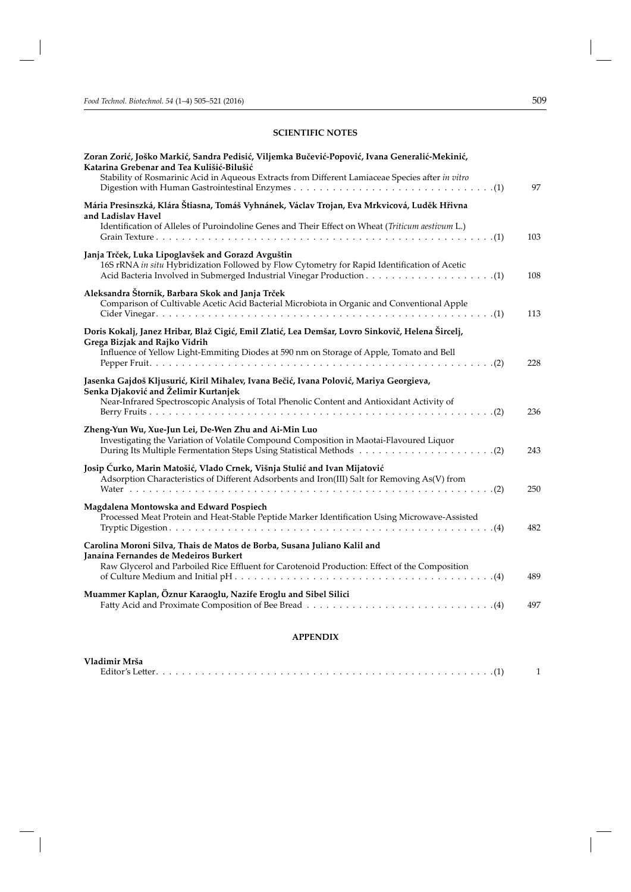## SCIENTIFIC NOTES

**Zoran Zorić, Joško Markić, Sandra Pedisić, Viljemka Bučević-Popović, Ivana Generalić-Mekinić, Katarina Grebenar and Tea Kulišić-Bilušić**
Stability of Rosmarinic Acid in Aqueous Extracts from Different Lamiaceae Species after *in vitro* Digestion with Human Gastrointestinal Enzymes . . . . . . . . . . . . . . . . . . . . . . . . . . . . . . . (1) 97

**Mária Presinszká, Klára Štiasna, Tomáš Vyhnánek, Václav Trojan, Eva Mrkvicová, Luděk Hřivna and Ladislav Havel**
Identification of Alleles of Puroindoline Genes and Their Effect on Wheat (*Triticum aestivum* L.) Grain Texture . . . . . . . . . . . . . . . . . . . . . . . . . . . . . . . . . . . . . . . . . . . . . . . . . . . . . (1) 103

**Janja Trček, Luka Lipoglavšek and Gorazd Avguštin**
16S rRNA *in situ* Hybridization Followed by Flow Cytometry for Rapid Identification of Acetic Acid Bacteria Involved in Submerged Industrial Vinegar Production . . . . . . . . . . . . . . . . . . . . (1) 108

**Aleksandra Štornik, Barbara Skok and Janja Trček**
Comparison of Cultivable Acetic Acid Bacterial Microbiota in Organic and Conventional Apple Cider Vinegar. . . . . . . . . . . . . . . . . . . . . . . . . . . . . . . . . . . . . . . . . . . . . . . . . . . . . . . (1) 113

**Doris Kokalj, Janez Hribar, Blaž Cigić, Emil Zlatić, Lea Demšar, Lovro Sinkovič, Helena Šircelj, Grega Bizjak and Rajko Vidrih**
Influence of Yellow Light-Emmiting Diodes at 590 nm on Storage of Apple, Tomato and Bell Pepper Fruit. . . . . . . . . . . . . . . . . . . . . . . . . . . . . . . . . . . . . . . . . . . . . . . . . . . . . . . . (2) 228

**Jasenka Gajdoš Kljusurić, Kiril Mihalev, Ivana Bečić, Ivana Polović, Mariya Georgieva, Senka Djaković and Želimir Kurtanjek**
Near-Infrared Spectroscopic Analysis of Total Phenolic Content and Antioxidant Activity of Berry Fruits . . . . . . . . . . . . . . . . . . . . . . . . . . . . . . . . . . . . . . . . . . . . . . . . . . . . . . . . . (2) 236

**Zheng-Yun Wu, Xue-Jun Lei, De-Wen Zhu and Ai-Min Luo**
Investigating the Variation of Volatile Compound Composition in Maotai-Flavoured Liquor During Its Multiple Fermentation Steps Using Statistical Methods . . . . . . . . . . . . . . . . . . . . . (2) 243

**Josip Ćurko, Marin Matošić, Vlado Crnek, Višnja Stulić and Ivan Mijatović**
Adsorption Characteristics of Different Adsorbents and Iron(III) Salt for Removing As(V) from Water . . . . . . . . . . . . . . . . . . . . . . . . . . . . . . . . . . . . . . . . . . . . . . . . . . . . . . . . . . . (2) 250

**Magdalena Montowska and Edward Pospiech**
Processed Meat Protein and Heat-Stable Peptide Marker Identification Using Microwave-Assisted Tryptic Digestion. . . . . . . . . . . . . . . . . . . . . . . . . . . . . . . . . . . . . . . . . . . . . . . . . . . . . (4) 482

**Carolina Moroni Silva, Thais de Matos de Borba, Susana Juliano Kalil and Janaína Fernandes de Medeiros Burkert**
Raw Glycerol and Parboiled Rice Effluent for Carotenoid Production: Effect of the Composition of Culture Medium and Initial pH . . . . . . . . . . . . . . . . . . . . . . . . . . . . . . . . . . . . . . . . . (4) 489

**Muammer Kaplan, Öznur Karaoglu, Nazife Eroglu and Sibel Silici**
Fatty Acid and Proximate Composition of Bee Bread . . . . . . . . . . . . . . . . . . . . . . . . . . . . . (4) 497

## APPENDIX

**Vladimir Mrša**
Editor's Letter. . . . . . . . . . . . . . . . . . . . . . . . . . . . . . . . . . . . . . . . . . . . . . . . . . . . . . (1) 1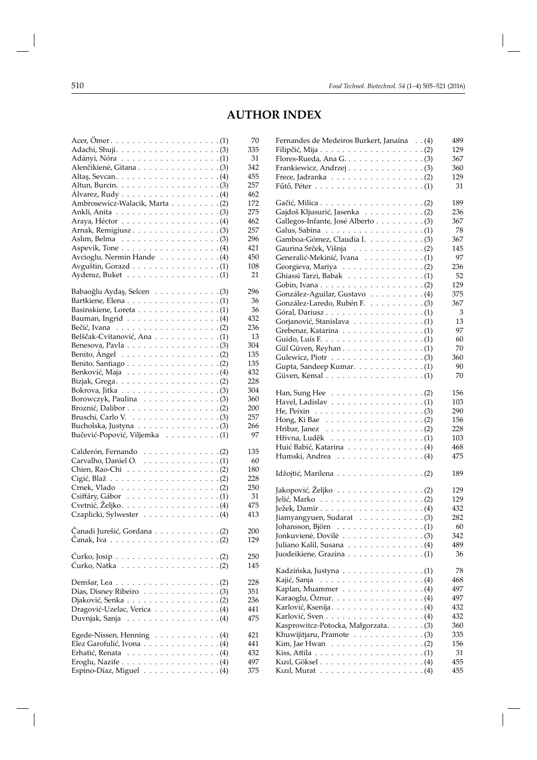# AUTHOR INDEX

Acer, Ömer . . . . . . . . . . . . . . . . . . . . (1) 70
Adachi, Shuji. . . . . . . . . . . . . . . . . . . (3) 335
Adányi, Nóra . . . . . . . . . . . . . . . . . . (1) 31
Alenčikienė, Gitana . . . . . . . . . . . . . . . (3) 342
Altaş, Sevcan. . . . . . . . . . . . . . . . . . . (4) 455
Altun, Burcin. . . . . . . . . . . . . . . . . . . (3) 257
Álvarez, Rudy . . . . . . . . . . . . . . . . . . (4) 462
Ambrosewicz-Walacik, Marta . . . . . . . . . (2) 172
Ankli, Anita . . . . . . . . . . . . . . . . . . . (3) 275
Araya, Héctor . . . . . . . . . . . . . . . . . . (4) 462
Arnak, Remigiusz . . . . . . . . . . . . . . . . (3) 257
Aslım, Belma . . . . . . . . . . . . . . . . . . (3) 296
Aspevik, Tone . . . . . . . . . . . . . . . . . . (4) 421
Avcioglu, Nermin Hande . . . . . . . . . . . (4) 450
Avguštin, Gorazd . . . . . . . . . . . . . . . . (1) 108
Aydenız, Buket . . . . . . . . . . . . . . . . . (1) 21

Babaoğlu Aydaş, Selcen . . . . . . . . . . . . (3) 296
Bartkiene, Elena . . . . . . . . . . . . . . . . . (1) 36
Basinskiene, Loreta . . . . . . . . . . . . . . . (1) 36
Bauman, Ingrid . . . . . . . . . . . . . . . . . (4) 432
Bečić, Ivana . . . . . . . . . . . . . . . . . . . (2) 236
Belščak-Cvitanović, Ana . . . . . . . . . . . . (1) 13
Benesova, Pavla . . . . . . . . . . . . . . . . . (3) 304
Benito, Ángel . . . . . . . . . . . . . . . . . . (2) 135
Benito, Santiago . . . . . . . . . . . . . . . . . (2) 135
Benković, Maja . . . . . . . . . . . . . . . . . (4) 432
Bizjak, Grega. . . . . . . . . . . . . . . . . . . (2) 228
Bokrova, Jitka . . . . . . . . . . . . . . . . . . (3) 304
Borowczyk, Paulina . . . . . . . . . . . . . . (3) 360
Broznić, Dalibor . . . . . . . . . . . . . . . . . (2) 200
Bruschi, Carlo V. . . . . . . . . . . . . . . . . (3) 257
Bucholska, Justyna . . . . . . . . . . . . . . . (3) 266
Bučević-Popović, Viljemka . . . . . . . . . . (1) 97

Calderón, Fernando . . . . . . . . . . . . . . (2) 135
Carvalho, Daniel O. . . . . . . . . . . . . . . (1) 60
Chien, Rao-Chi . . . . . . . . . . . . . . . . . (2) 180
Cigić, Blaž . . . . . . . . . . . . . . . . . . . . (2) 228
Crnek, Vlado . . . . . . . . . . . . . . . . . . (2) 250
Csiffáry, Gábor . . . . . . . . . . . . . . . . . (1) 31
Cvetnić, Željko. . . . . . . . . . . . . . . . . . (4) 475
Czaplicki, Sylwester . . . . . . . . . . . . . . (4) 413

Čanadi Jurešić, Gordana . . . . . . . . . . . . (2) 200
Čanak, Iva . . . . . . . . . . . . . . . . . . . . (2) 129

Ćurko, Josip . . . . . . . . . . . . . . . . . . . (2) 250
Ćurko, Natka . . . . . . . . . . . . . . . . . . (2) 145

Demšar, Lea . . . . . . . . . . . . . . . . . . . (2) 228
Dias, Disney Ribeiro . . . . . . . . . . . . . . (3) 351
Djaković, Senka . . . . . . . . . . . . . . . . . (2) 236
Dragović-Uzelac, Verica . . . . . . . . . . . . (4) 441
Duvnjak, Sanja . . . . . . . . . . . . . . . . . (4) 475

Egede-Nissen, Henning . . . . . . . . . . . . (4) 421
Elez Garofulić, Ivona . . . . . . . . . . . . . . (4) 441
Erhatić, Renata . . . . . . . . . . . . . . . . . (4) 432
Eroglu, Nazife . . . . . . . . . . . . . . . . . . (4) 497
Espino-Díaz, Miguel . . . . . . . . . . . . . . (4) 375

Fernandes de Medeiros Burkert, Janaína . . (4) 489
Filipčić, Mija . . . . . . . . . . . . . . . . . . . (2) 129
Flores-Rueda, Ana G. . . . . . . . . . . . . . . (3) 367
Frankiewicz, Andrzej . . . . . . . . . . . . . . (3) 360
Frece, Jadranka . . . . . . . . . . . . . . . . . (2) 129
Fűtő, Péter . . . . . . . . . . . . . . . . . . . . (1) 31

Gačić, Milica . . . . . . . . . . . . . . . . . . . (2) 189
Gajdoš Kljusurić, Jasenka . . . . . . . . . . . (2) 236
Gallegos-Infante, José Alberto . . . . . . . . (3) 367
Galus, Sabina . . . . . . . . . . . . . . . . . . (1) 78
Gamboa-Gómez, Claudia I. . . . . . . . . . . (3) 367
Gaurina Srček, Višnja . . . . . . . . . . . . . (2) 145
Generalić-Mekinić, Ivana . . . . . . . . . . . (1) 97
Georgieva, Mariya . . . . . . . . . . . . . . . (2) 236
Ghiassi Tarzi, Babak . . . . . . . . . . . . . . (1) 52
Gobin, Ivana . . . . . . . . . . . . . . . . . . . (2) 129
González-Aguilar, Gustavo . . . . . . . . . . (4) 375
González-Laredo, Rubén F. . . . . . . . . . . (3) 367
Góral, Dariusz . . . . . . . . . . . . . . . . . . (1) 3
Gorjanović, Stanislava . . . . . . . . . . . . . (1) 13
Grebenar, Katarina . . . . . . . . . . . . . . . (1) 97
Guido, Luís F. . . . . . . . . . . . . . . . . . . (1) 60
Gül Güven, Reyhan . . . . . . . . . . . . . . . (1) 70
Gulewicz, Piotr . . . . . . . . . . . . . . . . . (3) 360
Gupta, Sandeep Kumar. . . . . . . . . . . . . (1) 90
Güven, Kemal . . . . . . . . . . . . . . . . . . (1) 70

Han, Sung Hee . . . . . . . . . . . . . . . . . (2) 156
Havel, Ladislav . . . . . . . . . . . . . . . . . (1) 103
He, Peixin . . . . . . . . . . . . . . . . . . . . (3) 290
Hong, Ki Bae . . . . . . . . . . . . . . . . . . (2) 156
Hribar, Janez . . . . . . . . . . . . . . . . . . (2) 228
Hřivna, Luděk . . . . . . . . . . . . . . . . . (1) 103
Huić Babić, Katarina . . . . . . . . . . . . . . (4) 468
Humski, Andrea . . . . . . . . . . . . . . . . (4) 475

Idžojtić, Marilena . . . . . . . . . . . . . . . . (2) 189

Jakopović, Željko . . . . . . . . . . . . . . . . (2) 129
Jelić, Marko . . . . . . . . . . . . . . . . . . . (2) 129
Ježek, Damir . . . . . . . . . . . . . . . . . . . (4) 432
Jiamyangyuen, Sudarat . . . . . . . . . . . . (3) 282
Johansson, Björn . . . . . . . . . . . . . . . . (1) 60
Jonkuvienė, Dovilė . . . . . . . . . . . . . . . (3) 342
Juliano Kalil, Susana . . . . . . . . . . . . . . (4) 489
Juodeikiene, Grazina . . . . . . . . . . . . . . (1) 36

Kadzińska, Justyna . . . . . . . . . . . . . . . (1) 78
Kajić, Sanja . . . . . . . . . . . . . . . . . . . (4) 468
Kaplan, Muammer . . . . . . . . . . . . . . . (4) 497
Karaoglu, Öznur. . . . . . . . . . . . . . . . . (4) 497
Karlović, Ksenija. . . . . . . . . . . . . . . . . (4) 432
Karlović, Sven . . . . . . . . . . . . . . . . . . (4) 432
Kasprowitcz-Potocka, Małgorzata. . . . . . . (3) 360
Khuwijitjaru, Pramote . . . . . . . . . . . . . (3) 335
Kim, Jae Hwan . . . . . . . . . . . . . . . . . (2) 156
Kiss, Attila . . . . . . . . . . . . . . . . . . . . (1) 31
Kızıl, Göksel . . . . . . . . . . . . . . . . . . . (4) 455
Kızıl, Murat . . . . . . . . . . . . . . . . . . . (4) 455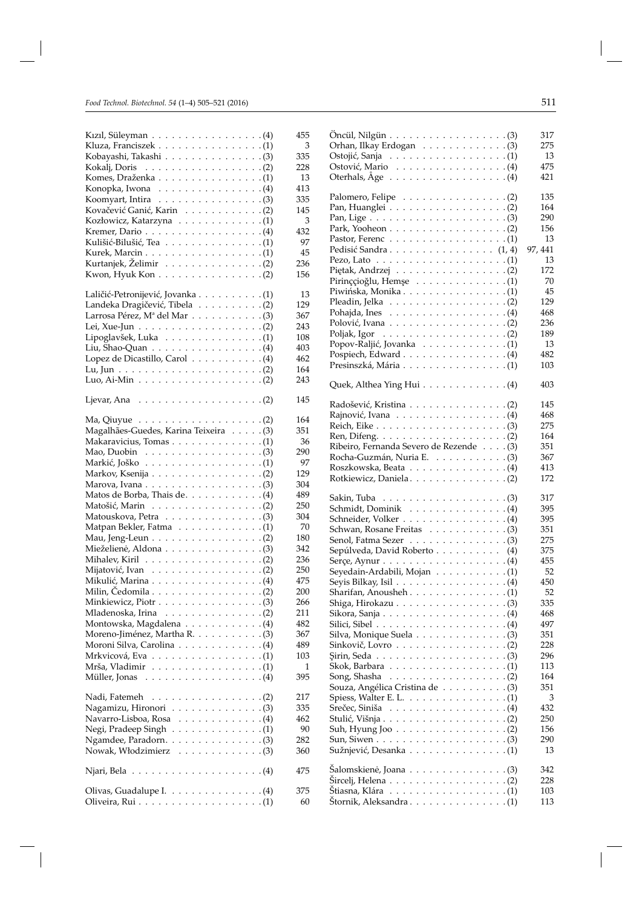Kızıl, Süleyman . . . . . . . . . . . . . . . . . (4) 455
Kluza, Franciszek . . . . . . . . . . . . . . . . (1) 3
Kobayashi, Takashi . . . . . . . . . . . . . . . (3) 335
Kokalj, Doris . . . . . . . . . . . . . . . . . . (2) 228
Komes, Draženka . . . . . . . . . . . . . . . . (1) 13
Konopka, Iwona . . . . . . . . . . . . . . . . (4) 413
Koomyart, Intira . . . . . . . . . . . . . . . . (3) 335
Kovačević Ganić, Karin . . . . . . . . . . . . (2) 145
Kozłowicz, Katarzyna . . . . . . . . . . . . . (1) 3
Kremer, Dario . . . . . . . . . . . . . . . . . . (4) 432
Kulišić-Bilušić, Tea . . . . . . . . . . . . . . . (1) 97
Kurek, Marcin . . . . . . . . . . . . . . . . . . (1) 45
Kurtanjek, Želimir . . . . . . . . . . . . . . . (2) 236
Kwon, Hyuk Kon . . . . . . . . . . . . . . . . (2) 156

Laličić-Petronijević, Jovanka . . . . . . . . . . (1) 13
Landeka Dragičević, Tibela . . . . . . . . . . (2) 129
Larrosa Pérez, Mª del Mar . . . . . . . . . . . (3) 367
Lei, Xue-Jun . . . . . . . . . . . . . . . . . . . (2) 243
Lipoglavšek, Luka . . . . . . . . . . . . . . . (1) 108
Liu, Shao-Quan . . . . . . . . . . . . . . . . . (4) 403
Lopez de Dicastillo, Carol . . . . . . . . . . . (4) 462
Lu, Jun . . . . . . . . . . . . . . . . . . . . . . (2) 164
Luo, Ai-Min . . . . . . . . . . . . . . . . . . . (2) 243

Ljevar, Ana . . . . . . . . . . . . . . . . . . . (2) 145

Ma, Qiuyue . . . . . . . . . . . . . . . . . . . (2) 164
Magalhães-Guedes, Karina Teixeira . . . . . (3) 351
Makaravicius, Tomas . . . . . . . . . . . . . . (1) 36
Mao, Duobin . . . . . . . . . . . . . . . . . . (3) 290
Markić, Joško . . . . . . . . . . . . . . . . . . (1) 97
Markov, Ksenija . . . . . . . . . . . . . . . . . (2) 129
Marova, Ivana . . . . . . . . . . . . . . . . . . (3) 304
Matos de Borba, Thais de. . . . . . . . . . . . (4) 489
Matošić, Marin . . . . . . . . . . . . . . . . . (2) 250
Matouskova, Petra . . . . . . . . . . . . . . . (3) 304
Matpan Bekler, Fatma . . . . . . . . . . . . . (1) 70
Mau, Jeng-Leun . . . . . . . . . . . . . . . . . (2) 180
Mieželienė, Aldona . . . . . . . . . . . . . . . (3) 342
Mihalev, Kiril . . . . . . . . . . . . . . . . . . (2) 236
Mijatović, Ivan . . . . . . . . . . . . . . . . . (2) 250
Mikulić, Marina . . . . . . . . . . . . . . . . . (4) 475
Milin, Čedomila . . . . . . . . . . . . . . . . . (2) 200
Minkiewicz, Piotr . . . . . . . . . . . . . . . . (3) 266
Mladenoska, Irina . . . . . . . . . . . . . . . . (2) 211
Montowska, Magdalena . . . . . . . . . . . . (4) 482
Moreno-Jiménez, Martha R. . . . . . . . . . . (3) 367
Moroni Silva, Carolina . . . . . . . . . . . . . (4) 489
Mrkvicová, Eva . . . . . . . . . . . . . . . . . (1) 103
Mrša, Vladimir . . . . . . . . . . . . . . . . . (1) 1
Müller, Jonas . . . . . . . . . . . . . . . . . . (4) 395

Nadi, Fatemeh . . . . . . . . . . . . . . . . . (2) 217
Nagamizu, Hironori . . . . . . . . . . . . . . (3) 335
Navarro-Lisboa, Rosa . . . . . . . . . . . . . (4) 462
Negi, Pradeep Singh . . . . . . . . . . . . . . (1) 90
Ngamdee, Paradorn. . . . . . . . . . . . . . . (3) 282
Nowak, Włodzimierz . . . . . . . . . . . . . . (3) 360

Njari, Bela . . . . . . . . . . . . . . . . . . . . (4) 475

Olivas, Guadalupe I. . . . . . . . . . . . . . . (4) 375
Oliveira, Rui . . . . . . . . . . . . . . . . . . . (1) 60

Öncül, Nilgün . . . . . . . . . . . . . . . . . . (3) 317
Orhan, Ilkay Erdogan . . . . . . . . . . . . . (3) 275
Ostojić, Sanja . . . . . . . . . . . . . . . . . . (1) 13
Ostović, Mario . . . . . . . . . . . . . . . . . (4) 475
Oterhals, Åge . . . . . . . . . . . . . . . . . . (4) 421

Palomero, Felipe . . . . . . . . . . . . . . . . (2) 135
Pan, Huanglei . . . . . . . . . . . . . . . . . . (2) 164
Pan, Lige . . . . . . . . . . . . . . . . . . . . . (3) 290
Park, Yooheon . . . . . . . . . . . . . . . . . . (2) 156
Pastor, Ferenc . . . . . . . . . . . . . . . . . . (1) 13
Pedisić Sandra . . . . . . . . . . . . . . . . (1, 4) 97, 441
Pezo, Lato . . . . . . . . . . . . . . . . . . . . (1) 13
Piętak, Andrzej . . . . . . . . . . . . . . . . . (2) 172
Pirinççioğlu, Hemşe . . . . . . . . . . . . . . (1) 70
Piwińska, Monika . . . . . . . . . . . . . . . . (1) 45
Pleadin, Jelka . . . . . . . . . . . . . . . . . . (2) 129
Pohajda, Ines . . . . . . . . . . . . . . . . . . (4) 468
Polović, Ivana . . . . . . . . . . . . . . . . . . (2) 236
Poljak, Igor . . . . . . . . . . . . . . . . . . . (2) 189
Popov-Raljić, Jovanka . . . . . . . . . . . . . (1) 13
Pospiech, Edward . . . . . . . . . . . . . . . . (4) 482
Presinszká, Mária . . . . . . . . . . . . . . . . (1) 103

Quek, Althea Ying Hui . . . . . . . . . . . . . (4) 403

Radošević, Kristina . . . . . . . . . . . . . . . (2) 145
Rajnović, Ivana . . . . . . . . . . . . . . . . . (4) 468
Reich, Eike . . . . . . . . . . . . . . . . . . . . (3) 275
Ren, Difeng. . . . . . . . . . . . . . . . . . . . (2) 164
Ribeiro, Fernanda Severo de Rezende . . . . (3) 351
Rocha-Guzmán, Nuria E. . . . . . . . . . . . (3) 367
Roszkowska, Beata . . . . . . . . . . . . . . . (4) 413
Rotkiewicz, Daniela. . . . . . . . . . . . . . . (2) 172

Sakin, Tuba . . . . . . . . . . . . . . . . . . . (3) 317
Schmidt, Dominik . . . . . . . . . . . . . . . (4) 395
Schneider, Volker . . . . . . . . . . . . . . . . (4) 395
Schwan, Rosane Freitas . . . . . . . . . . . . (3) 351
Senol, Fatma Sezer . . . . . . . . . . . . . . . (3) 275
Sepúlveda, David Roberto . . . . . . . . . . (4) 375
Serçe, Aynur . . . . . . . . . . . . . . . . . . . (4) 455
Seyedain-Ardabili, Mojan . . . . . . . . . . . (1) 52
Seyis Bilkay, Isil . . . . . . . . . . . . . . . . (4) 450
Sharifan, Anousheh . . . . . . . . . . . . . . . (1) 52
Shiga, Hirokazu . . . . . . . . . . . . . . . . . (3) 335
Sikora, Sanja . . . . . . . . . . . . . . . . . . . (4) 468
Silici, Sibel . . . . . . . . . . . . . . . . . . . . (4) 497
Silva, Monique Suela . . . . . . . . . . . . . . (3) 351
Sinkovič, Lovro . . . . . . . . . . . . . . . . . (2) 228
Şirin, Seda . . . . . . . . . . . . . . . . . . . . (3) 296
Skok, Barbara . . . . . . . . . . . . . . . . . . (1) 113
Song, Shasha . . . . . . . . . . . . . . . . . . . (2) 164
Souza, Angélica Cristina de . . . . . . . . . . (3) 351
Spiess, Walter E. L. . . . . . . . . . . . . . . . (1) 3
Srečec, Siniša . . . . . . . . . . . . . . . . . . (4) 432
Stulić, Višnja . . . . . . . . . . . . . . . . . . . (2) 250
Suh, Hyung Joo . . . . . . . . . . . . . . . . . (2) 156
Sun, Siwen . . . . . . . . . . . . . . . . . . . . (3) 290
Sužnjević, Desanka . . . . . . . . . . . . . . . (1) 13

Šalomskienė, Joana . . . . . . . . . . . . . . . (3) 342
Šircelj, Helena . . . . . . . . . . . . . . . . . . (2) 228
Štiasna, Klára . . . . . . . . . . . . . . . . . . (1) 103
Štornik, Aleksandra . . . . . . . . . . . . . . . (1) 113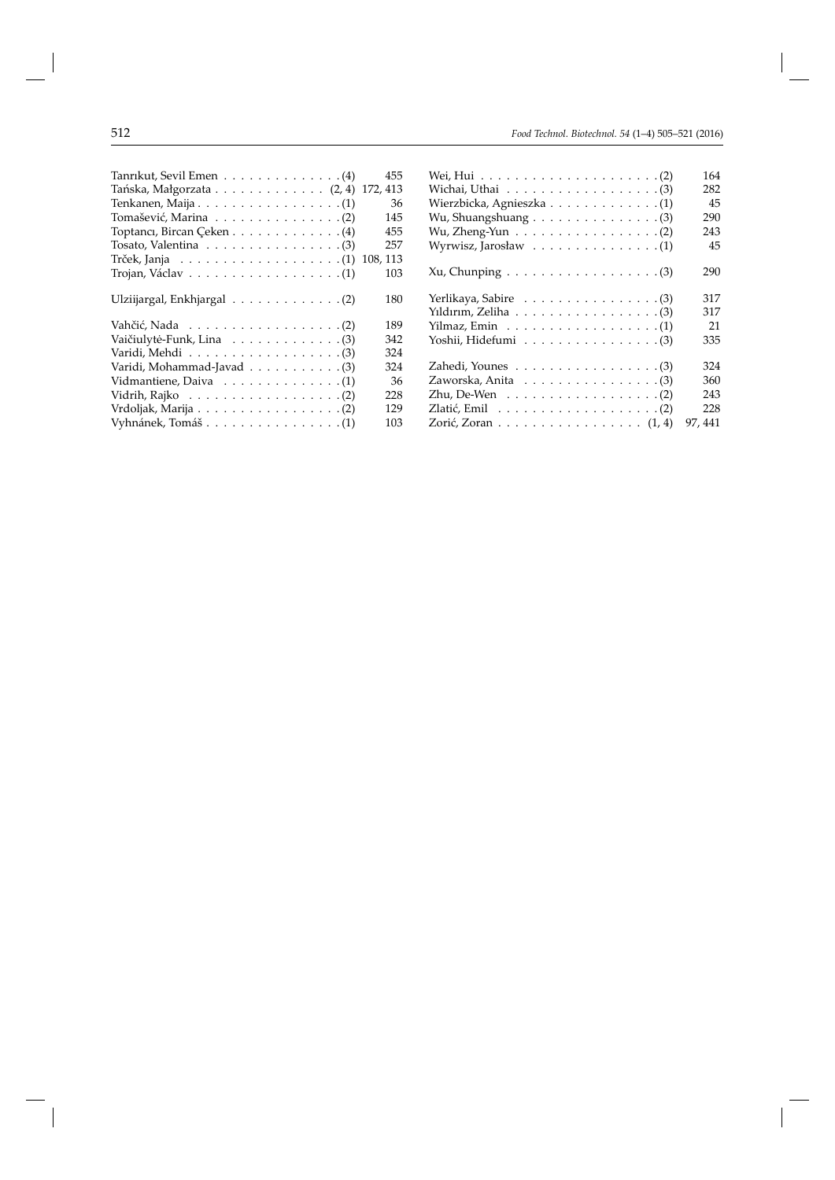Tanrıkut, Sevil Emen . . . . . . . . . . . . . . (4) 455
Tańska, Małgorzata . . . . . . . . . . . . . (2, 4) 172, 413
Tenkanen, Maija . . . . . . . . . . . . . . . . . (1) 36
Tomašević, Marina . . . . . . . . . . . . . . . (2) 145
Toptancı, Bircan Çeken . . . . . . . . . . . . (4) 455
Tosato, Valentina . . . . . . . . . . . . . . . . (3) 257
Trček, Janja . . . . . . . . . . . . . . . . . . . (1) 108, 113
Trojan, Václav . . . . . . . . . . . . . . . . . . (1) 103

Ulziijargal, Enkhjargal . . . . . . . . . . . . . (2) 180

Vahčić, Nada . . . . . . . . . . . . . . . . . . (2) 189
Vaičiulytė-Funk, Lina . . . . . . . . . . . . . (3) 342
Varidi, Mehdi . . . . . . . . . . . . . . . . . . (3) 324
Varidi, Mohammad-Javad . . . . . . . . . . . (3) 324
Vidmantiene, Daiva . . . . . . . . . . . . . . (1) 36
Vidrih, Rajko . . . . . . . . . . . . . . . . . . (2) 228
Vrdoljak, Marija . . . . . . . . . . . . . . . . . (2) 129
Vyhnánek, Tomáš . . . . . . . . . . . . . . . . (1) 103

Wei, Hui . . . . . . . . . . . . . . . . . . . . . (2) 164
Wichai, Uthai . . . . . . . . . . . . . . . . . . (3) 282
Wierzbicka, Agnieszka . . . . . . . . . . . . . (1) 45
Wu, Shuangshuang . . . . . . . . . . . . . . . (3) 290
Wu, Zheng-Yun . . . . . . . . . . . . . . . . . (2) 243
Wyrwisz, Jarosław . . . . . . . . . . . . . . . (1) 45

Xu, Chunping . . . . . . . . . . . . . . . . . . (3) 290

Yerlikaya, Sabire . . . . . . . . . . . . . . . . (3) 317
Yıldırım, Zeliha . . . . . . . . . . . . . . . . . (3) 317
Yilmaz, Emin . . . . . . . . . . . . . . . . . . (1) 21
Yoshii, Hidefumi . . . . . . . . . . . . . . . . (3) 335

Zahedi, Younes . . . . . . . . . . . . . . . . . (3) 324
Zaworska, Anita . . . . . . . . . . . . . . . . (3) 360
Zhu, De-Wen . . . . . . . . . . . . . . . . . . (2) 243
Zlatić, Emil . . . . . . . . . . . . . . . . . . . (2) 228
Zorić, Zoran . . . . . . . . . . . . . . . . . (1, 4) 97, 441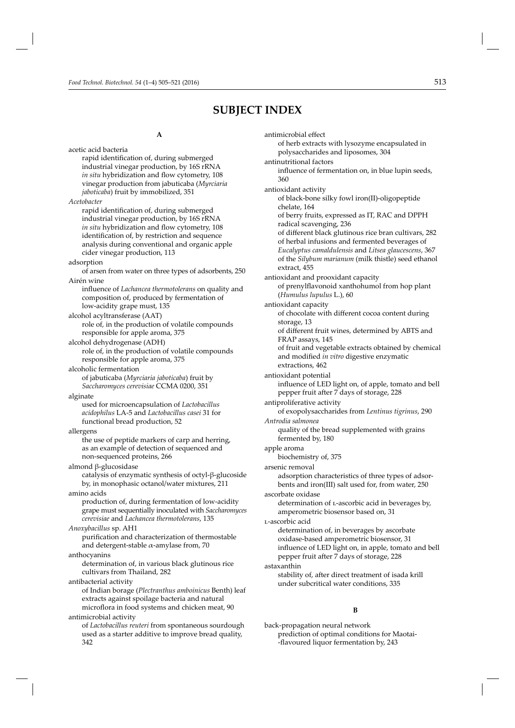# SUBJECT INDEX

**A**

acetic acid bacteria
- rapid identification of, during submerged industrial vinegar production, by 16S rRNA *in situ* hybridization and flow cytometry, 108
- vinegar production from jabuticaba (*Myrciaria jaboticaba*) fruit by immobilized, 351

*Acetobacter*
- rapid identification of, during submerged industrial vinegar production, by 16S rRNA *in situ* hybridization and flow cytometry, 108
- identification of, by restriction and sequence analysis during conventional and organic apple cider vinegar production, 113

adsorption
- of arsen from water on three types of adsorbents, 250

Airén wine
- influence of *Lachancea thermotolerans* on quality and composition of, produced by fermentation of low-acidity grape must, 135

alcohol acyltransferase (AAT)
- role of, in the production of volatile compounds responsible for apple aroma, 375

alcohol dehydrogenase (ADH)
- role of, in the production of volatile compounds responsible for apple aroma, 375

alcoholic fermentation
- of jabuticaba (*Myrciaria jaboticaba*) fruit by *Saccharomyces cerevisiae* CCMA 0200, 351

alginate
- used for microencapsulation of *Lactobacillus acidophilus* LA-5 and *Lactobacillus casei* 31 for functional bread production, 52

allergens
- the use of peptide markers of carp and herring, as an example of detection of sequenced and non-sequenced proteins, 266

almond β-glucosidase
- catalysis of enzymatic synthesis of octyl-β-glucoside by, in monophasic octanol/water mixtures, 211

amino acids
- production of, during fermentation of low-acidity grape must sequentially inoculated with *Saccharomyces cerevisiae* and *Lachancea thermotolerans*, 135

*Anoxybacillus* sp. AH1
- purification and characterization of thermostable and detergent-stable α-amylase from, 70

anthocyanins
- determination of, in various black glutinous rice cultivars from Thailand, 282

antibacterial activity
- of Indian borage (*Plectranthus amboinicus* Benth) leaf extracts against spoilage bacteria and natural microflora in food systems and chicken meat, 90

antimicrobial activity
- of *Lactobacillus reuteri* from spontaneous sourdough used as a starter additive to improve bread quality, 342

antimicrobial effect
- of herb extracts with lysozyme encapsulated in polysaccharides and liposomes, 304

antinutritional factors
- influence of fermentation on, in blue lupin seeds, 360

antioxidant activity
- of black-bone silky fowl iron(II)-oligopeptide chelate, 164
- of berry fruits, expressed as IT, RAC and DPPH radical scavenging, 236
- of different black glutinous rice bran cultivars, 282
- of herbal infusions and fermented beverages of *Eucalyptus camaldulensis* and *Litsea glaucescens*, 367
- of the *Silybum marianum* (milk thistle) seed ethanol extract, 455

antioxidant and prooxidant capacity
- of prenylflavonoid xanthohumol from hop plant (*Humulus lupulus* L.), 60

antioxidant capacity
- of chocolate with different cocoa content during storage, 13
- of different fruit wines, determined by ABTS and FRAP assays, 145
- of fruit and vegetable extracts obtained by chemical and modified *in vitro* digestive enzymatic extractions, 462

antioxidant potential
- influence of LED light on, of apple, tomato and bell pepper fruit after 7 days of storage, 228

antiproliferative activity
- of exopolysaccharides from *Lentinus tigrinus*, 290

*Antrodia salmonea*
- quality of the bread supplemented with grains fermented by, 180

apple aroma
- biochemistry of, 375

arsenic removal
- adsorption characteristics of three types of adsorbents and iron(III) salt used for, from water, 250

ascorbate oxidase
- determination of L-ascorbic acid in beverages by, amperometric biosensor based on, 31

L-ascorbic acid
- determination of, in beverages by ascorbate oxidase-based amperometric biosensor, 31
- influence of LED light on, in apple, tomato and bell pepper fruit after 7 days of storage, 228

astaxanthin
- stability of, after direct treatment of isada krill under subcritical water conditions, 335

**B**

back-propagation neural network
- prediction of optimal conditions for Maotai-flavoured liquor fermentation by, 243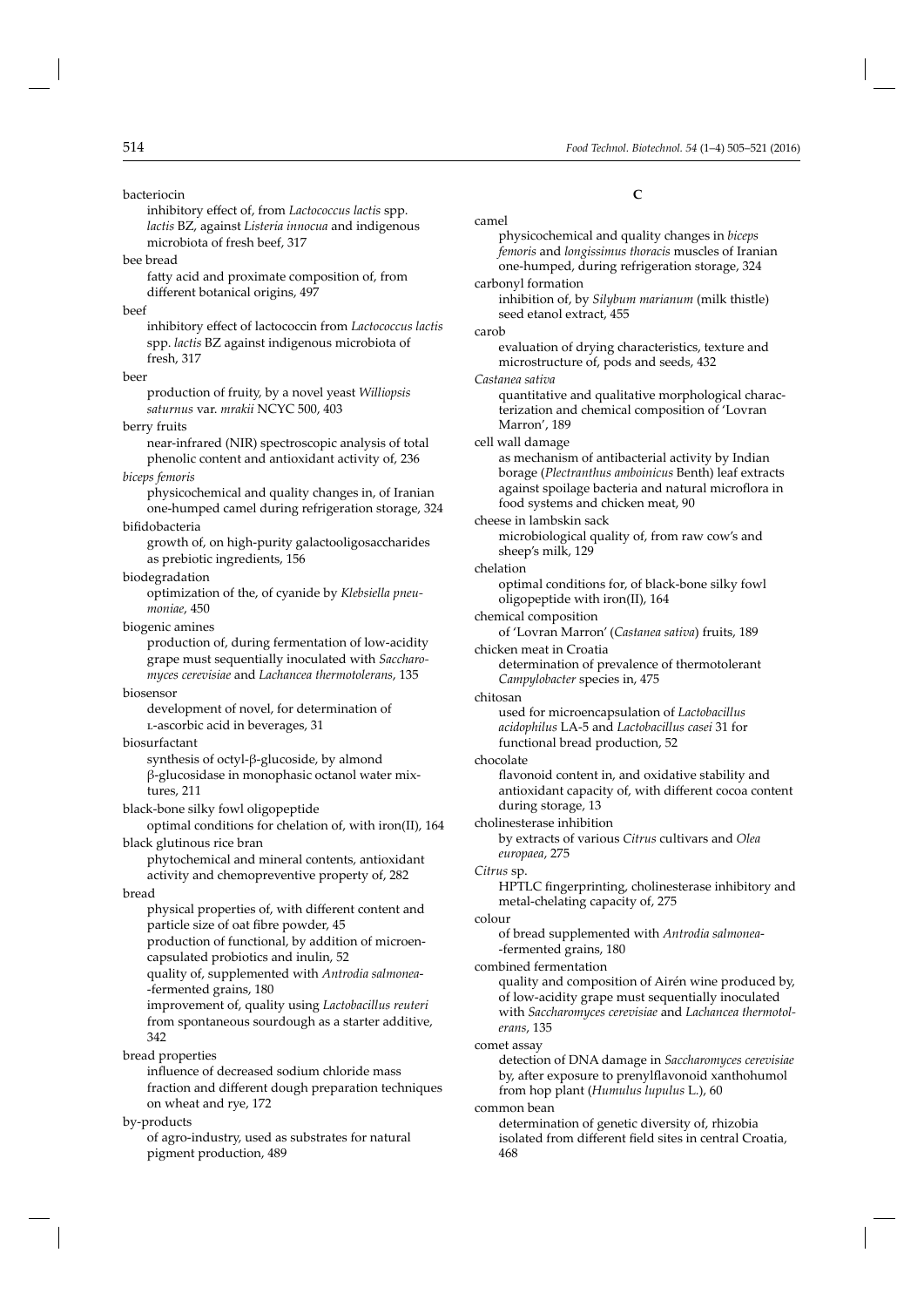bacteriocin

inhibitory effect of, from *Lactococcus lactis* spp. *lactis* BZ, against *Listeria innocua* and indigenous microbiota of fresh beef, 317

bee bread

fatty acid and proximate composition of, from different botanical origins, 497

beef

inhibitory effect of lactococcin from *Lactococcus lactis* spp. *lactis* BZ against indigenous microbiota of fresh, 317

beer

production of fruity, by a novel yeast *Williopsis saturnus* var. *mrakii* NCYC 500, 403

berry fruits

near-infrared (NIR) spectroscopic analysis of total phenolic content and antioxidant activity of, 236

*biceps femoris*

physicochemical and quality changes in, of Iranian one-humped camel during refrigeration storage, 324

bifidobacteria

growth of, on high-purity galactooligosaccharides as prebiotic ingredients, 156

biodegradation

optimization of the, of cyanide by *Klebsiella pneumoniae*, 450

biogenic amines

production of, during fermentation of low-acidity grape must sequentially inoculated with *Saccharomyces cerevisiae* and *Lachancea thermotolerans*, 135

biosensor

development of novel, for determination of L-ascorbic acid in beverages, 31

biosurfactant

synthesis of octyl-β-glucoside, by almond β-glucosidase in monophasic octanol water mixtures, 211

black-bone silky fowl oligopeptide

optimal conditions for chelation of, with iron(II), 164

black glutinous rice bran

phytochemical and mineral contents, antioxidant activity and chemopreventive property of, 282

bread

physical properties of, with different content and particle size of oat fibre powder, 45

production of functional, by addition of microencapsulated probiotics and inulin, 52

quality of, supplemented with *Antrodia salmonea*-fermented grains, 180

improvement of, quality using *Lactobacillus reuteri* from spontaneous sourdough as a starter additive, 342

bread properties

influence of decreased sodium chloride mass fraction and different dough preparation techniques on wheat and rye, 172

by-products

of agro-industry, used as substrates for natural pigment production, 489

## C

camel

physicochemical and quality changes in *biceps femoris* and *longissimus thoracis* muscles of Iranian one-humped, during refrigeration storage, 324

carbonyl formation

inhibition of, by *Silybum marianum* (milk thistle) seed etanol extract, 455

carob

evaluation of drying characteristics, texture and microstructure of, pods and seeds, 432

*Castanea sativa*

quantitative and qualitative morphological characterization and chemical composition of 'Lovran Marron', 189

cell wall damage

as mechanism of antibacterial activity by Indian borage (*Plectranthus amboinicus* Benth) leaf extracts against spoilage bacteria and natural microflora in food systems and chicken meat, 90

cheese in lambskin sack

microbiological quality of, from raw cow's and sheep's milk, 129

chelation

optimal conditions for, of black-bone silky fowl oligopeptide with iron(II), 164

chemical composition

of 'Lovran Marron' (*Castanea sativa*) fruits, 189

chicken meat in Croatia

determination of prevalence of thermotolerant *Campylobacter* species in, 475

chitosan

used for microencapsulation of *Lactobacillus acidophilus* LA-5 and *Lactobacillus casei* 31 for functional bread production, 52

chocolate

flavonoid content in, and oxidative stability and antioxidant capacity of, with different cocoa content during storage, 13

cholinesterase inhibition

by extracts of various *Citrus* cultivars and *Olea europaea*, 275

*Citrus* sp.

HPTLC fingerprinting, cholinesterase inhibitory and metal-chelating capacity of, 275

colour

of bread supplemented with *Antrodia salmonea*-fermented grains, 180

combined fermentation

quality and composition of Airén wine produced by, of low-acidity grape must sequentially inoculated with *Saccharomyces cerevisiae* and *Lachancea thermotolerans*, 135

comet assay

detection of DNA damage in *Saccharomyces cerevisiae* by, after exposure to prenylflavonoid xanthohumol from hop plant (*Humulus lupulus* L.), 60

common bean

determination of genetic diversity of, rhizobia isolated from different field sites in central Croatia, 468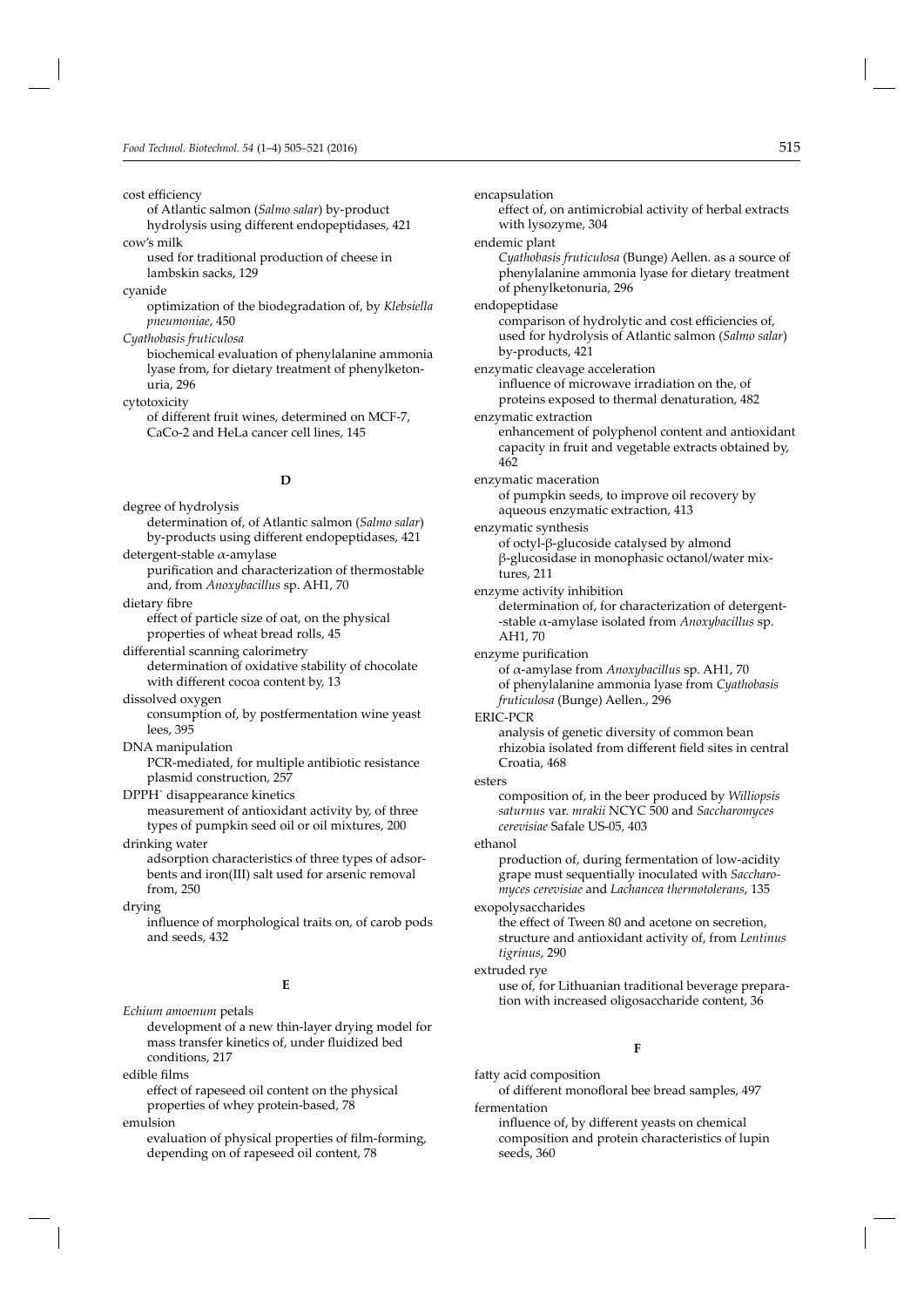cost efficiency

of Atlantic salmon (*Salmo salar*) by-product hydrolysis using different endopeptidases, 421

cow's milk

used for traditional production of cheese in lambskin sacks, 129

cyanide

optimization of the biodegradation of, by *Klebsiella pneumoniae*, 450

*Cyathobasis fruticulosa*

biochemical evaluation of phenylalanine ammonia lyase from, for dietary treatment of phenylketonuria, 296

cytotoxicity

of different fruit wines, determined on MCF-7, CaCo-2 and HeLa cancer cell lines, 145

**D**

degree of hydrolysis

determination of, of Atlantic salmon (*Salmo salar*) by-products using different endopeptidases, 421

detergent-stable α-amylase

purification and characterization of thermostable and, from *Anoxybacillus* sp. AH1, 70

dietary fibre

effect of particle size of oat, on the physical properties of wheat bread rolls, 45

differential scanning calorimetry

determination of oxidative stability of chocolate with different cocoa content by, 13

dissolved oxygen

consumption of, by postfermentation wine yeast lees, 395

DNA manipulation

PCR-mediated, for multiple antibiotic resistance plasmid construction, 257

DPPH· disappearance kinetics

measurement of antioxidant activity by, of three types of pumpkin seed oil or oil mixtures, 200

drinking water

adsorption characteristics of three types of adsorbents and iron(III) salt used for arsenic removal from, 250

drying

influence of morphological traits on, of carob pods and seeds, 432

**E**

*Echium amoenum* petals

development of a new thin-layer drying model for mass transfer kinetics of, under fluidized bed conditions, 217

edible films

effect of rapeseed oil content on the physical properties of whey protein-based, 78

emulsion

evaluation of physical properties of film-forming, depending on of rapeseed oil content, 78

encapsulation

effect of, on antimicrobial activity of herbal extracts with lysozyme, 304

endemic plant

*Cyathobasis fruticulosa* (Bunge) Aellen. as a source of phenylalanine ammonia lyase for dietary treatment of phenylketonuria, 296

endopeptidase

comparison of hydrolytic and cost efficiencies of, used for hydrolysis of Atlantic salmon (*Salmo salar*) by-products, 421

enzymatic cleavage acceleration

influence of microwave irradiation on the, of proteins exposed to thermal denaturation, 482

enzymatic extraction

enhancement of polyphenol content and antioxidant capacity in fruit and vegetable extracts obtained by, 462

enzymatic maceration

of pumpkin seeds, to improve oil recovery by aqueous enzymatic extraction, 413

enzymatic synthesis

of octyl-β-glucoside catalysed by almond β-glucosidase in monophasic octanol/water mixtures, 211

enzyme activity inhibition

determination of, for characterization of detergent-stable α-amylase isolated from *Anoxybacillus* sp. AH1, 70

enzyme purification

of α-amylase from *Anoxybacillus* sp. AH1, 70

of phenylalanine ammonia lyase from *Cyathobasis fruticulosa* (Bunge) Aellen., 296

ERIC-PCR

analysis of genetic diversity of common bean rhizobia isolated from different field sites in central Croatia, 468

esters

composition of, in the beer produced by *Williopsis saturnus* var. *mrakii* NCYC 500 and *Saccharomyces cerevisiae* Safale US-05, 403

ethanol

production of, during fermentation of low-acidity grape must sequentially inoculated with *Saccharomyces cerevisiae* and *Lachancea thermotolerans*, 135

exopolysaccharides

the effect of Tween 80 and acetone on secretion, structure and antioxidant activity of, from *Lentinus tigrinus*, 290

extruded rye

use of, for Lithuanian traditional beverage preparation with increased oligosaccharide content, 36

**F**

fatty acid composition

of different monofloral bee bread samples, 497

fermentation

influence of, by different yeasts on chemical composition and protein characteristics of lupin seeds, 360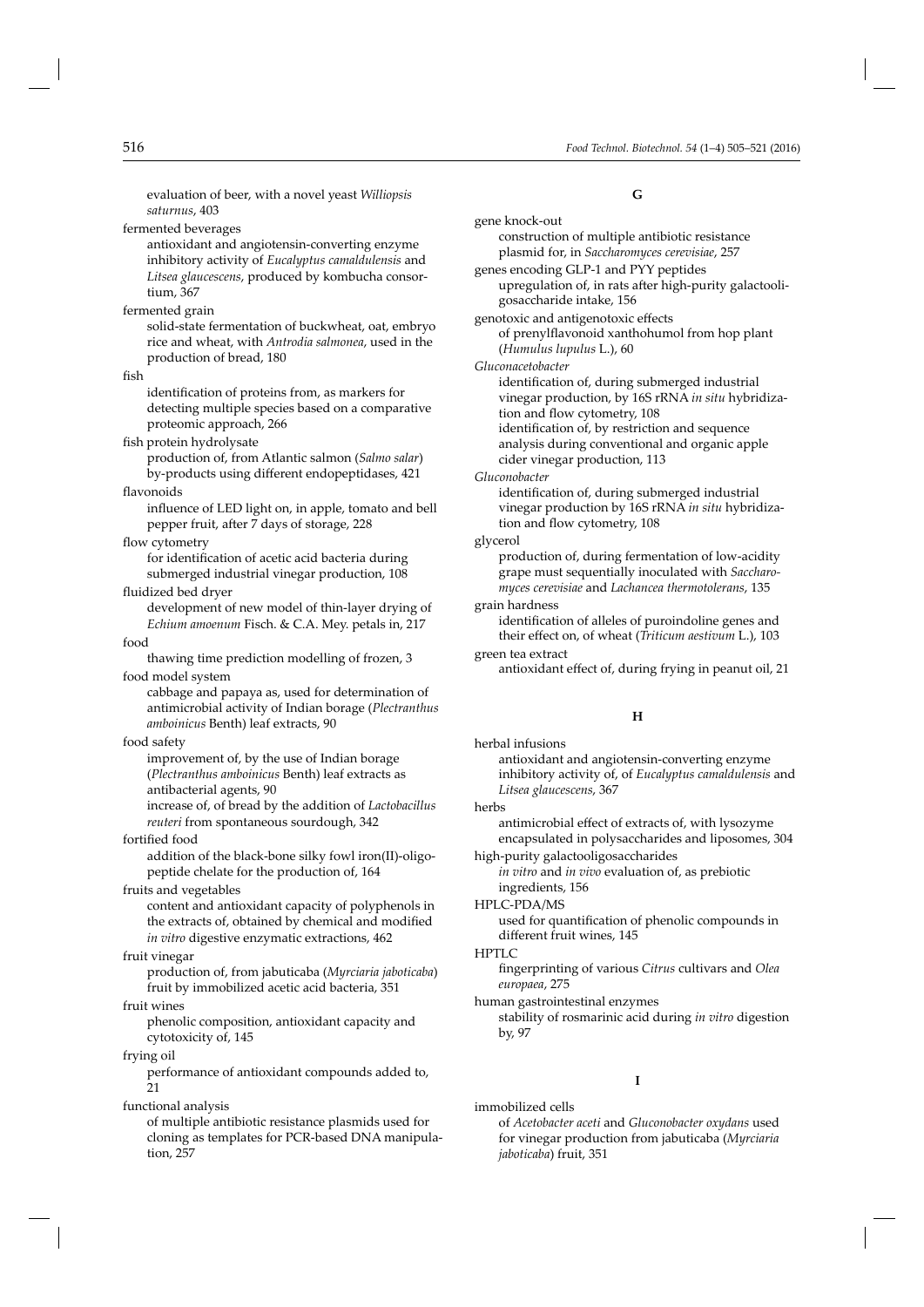evaluation of beer, with a novel yeast *Williopsis saturnus*, 403

fermented beverages
antioxidant and angiotensin-converting enzyme inhibitory activity of *Eucalyptus camaldulensis* and *Litsea glaucescens*, produced by kombucha consortium, 367

fermented grain
solid-state fermentation of buckwheat, oat, embryo rice and wheat, with *Antrodia salmonea*, used in the production of bread, 180

fish
identification of proteins from, as markers for detecting multiple species based on a comparative proteomic approach, 266

fish protein hydrolysate
production of, from Atlantic salmon (*Salmo salar*) by-products using different endopeptidases, 421

flavonoids
influence of LED light on, in apple, tomato and bell pepper fruit, after 7 days of storage, 228

flow cytometry
for identification of acetic acid bacteria during submerged industrial vinegar production, 108

fluidized bed dryer
development of new model of thin-layer drying of *Echium amoenum* Fisch. & C.A. Mey. petals in, 217

food
thawing time prediction modelling of frozen, 3

food model system
cabbage and papaya as, used for determination of antimicrobial activity of Indian borage (*Plectranthus amboinicus* Benth) leaf extracts, 90

food safety
improvement of, by the use of Indian borage (*Plectranthus amboinicus* Benth) leaf extracts as antibacterial agents, 90
increase of, of bread by the addition of *Lactobacillus reuteri* from spontaneous sourdough, 342

fortified food
addition of the black-bone silky fowl iron(II)-oligopeptide chelate for the production of, 164

fruits and vegetables
content and antioxidant capacity of polyphenols in the extracts of, obtained by chemical and modified *in vitro* digestive enzymatic extractions, 462

fruit vinegar
production of, from jabuticaba (*Myrciaria jaboticaba*) fruit by immobilized acetic acid bacteria, 351

fruit wines
phenolic composition, antioxidant capacity and cytotoxicity of, 145

frying oil
performance of antioxidant compounds added to, 21

functional analysis
of multiple antibiotic resistance plasmids used for cloning as templates for PCR-based DNA manipulation, 257

**G**

gene knock-out
construction of multiple antibiotic resistance plasmid for, in *Saccharomyces cerevisiae*, 257

genes encoding GLP-1 and PYY peptides
upregulation of, in rats after high-purity galactooligosaccharide intake, 156

genotoxic and antigenotoxic effects
of prenylflavonoid xanthohumol from hop plant (*Humulus lupulus* L.), 60

*Gluconacetobacter*
identification of, during submerged industrial vinegar production, by 16S rRNA *in situ* hybridization and flow cytometry, 108
identification of, by restriction and sequence analysis during conventional and organic apple cider vinegar production, 113

*Gluconobacter*
identification of, during submerged industrial vinegar production by 16S rRNA *in situ* hybridization and flow cytometry, 108

glycerol
production of, during fermentation of low-acidity grape must sequentially inoculated with *Saccharomyces cerevisiae* and *Lachancea thermotolerans*, 135

grain hardness
identification of alleles of puroindoline genes and their effect on, of wheat (*Triticum aestivum* L.), 103

green tea extract
antioxidant effect of, during frying in peanut oil, 21

**H**

herbal infusions
antioxidant and angiotensin-converting enzyme inhibitory activity of, of *Eucalyptus camaldulensis* and *Litsea glaucescens*, 367

herbs
antimicrobial effect of extracts of, with lysozyme encapsulated in polysaccharides and liposomes, 304

high-purity galactooligosaccharides
*in vitro* and *in vivo* evaluation of, as prebiotic ingredients, 156

HPLC-PDA/MS
used for quantification of phenolic compounds in different fruit wines, 145

HPTLC
fingerprinting of various *Citrus* cultivars and *Olea europaea*, 275

human gastrointestinal enzymes
stability of rosmarinic acid during *in vitro* digestion by, 97

**I**

immobilized cells
of *Acetobacter aceti* and *Gluconobacter oxydans* used for vinegar production from jabuticaba (*Myrciaria jaboticaba*) fruit, 351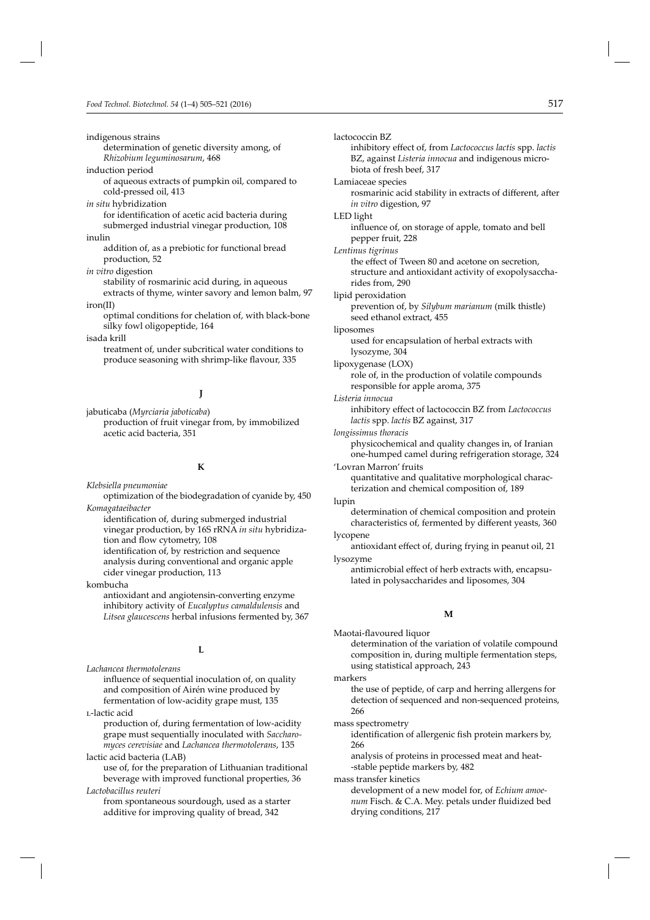indigenous strains
  determination of genetic diversity among, of *Rhizobium leguminosarum*, 468

induction period
  of aqueous extracts of pumpkin oil, compared to cold-pressed oil, 413

*in situ* hybridization
  for identification of acetic acid bacteria during submerged industrial vinegar production, 108

inulin
  addition of, as a prebiotic for functional bread production, 52

*in vitro* digestion
  stability of rosmarinic acid during, in aqueous extracts of thyme, winter savory and lemon balm, 97

iron(II)
  optimal conditions for chelation of, with black-bone silky fowl oligopeptide, 164

isada krill
  treatment of, under subcritical water conditions to produce seasoning with shrimp-like flavour, 335

**J**

jabuticaba (*Myrciaria jaboticaba*)
  production of fruit vinegar from, by immobilized acetic acid bacteria, 351

**K**

*Klebsiella pneumoniae*
  optimization of the biodegradation of cyanide by, 450

*Komagataeibacter*
  identification of, during submerged industrial vinegar production, by 16S rRNA *in situ* hybridization and flow cytometry, 108
  identification of, by restriction and sequence analysis during conventional and organic apple cider vinegar production, 113

kombucha
  antioxidant and angiotensin-converting enzyme inhibitory activity of *Eucalyptus camaldulensis* and *Litsea glaucescens* herbal infusions fermented by, 367

**L**

*Lachancea thermotolerans*
  influence of sequential inoculation of, on quality and composition of Airén wine produced by fermentation of low-acidity grape must, 135

L-lactic acid
  production of, during fermentation of low-acidity grape must sequentially inoculated with *Saccharomyces cerevisiae* and *Lachancea thermotolerans*, 135

lactic acid bacteria (LAB)
  use of, for the preparation of Lithuanian traditional beverage with improved functional properties, 36

*Lactobacillus reuteri*
  from spontaneous sourdough, used as a starter additive for improving quality of bread, 342

lactococcin BZ
  inhibitory effect of, from *Lactococcus lactis* spp. *lactis* BZ, against *Listeria innocua* and indigenous microbiota of fresh beef, 317

Lamiaceae species
  rosmarinic acid stability in extracts of different, after *in vitro* digestion, 97

LED light
  influence of, on storage of apple, tomato and bell pepper fruit, 228

*Lentinus tigrinus*
  the effect of Tween 80 and acetone on secretion, structure and antioxidant activity of exopolysaccharides from, 290

lipid peroxidation
  prevention of, by *Silybum marianum* (milk thistle) seed ethanol extract, 455

liposomes
  used for encapsulation of herbal extracts with lysozyme, 304

lipoxygenase (LOX)
  role of, in the production of volatile compounds responsible for apple aroma, 375

*Listeria innocua*
  inhibitory effect of lactococcin BZ from *Lactococcus lactis* spp. *lactis* BZ against, 317

*longissimus thoracis*
  physicochemical and quality changes in, of Iranian one-humped camel during refrigeration storage, 324

'Lovran Marron' fruits
  quantitative and qualitative morphological characterization and chemical composition of, 189

lupin
  determination of chemical composition and protein characteristics of, fermented by different yeasts, 360

lycopene
  antioxidant effect of, during frying in peanut oil, 21

lysozyme
  antimicrobial effect of herb extracts with, encapsulated in polysaccharides and liposomes, 304

**M**

Maotai-flavoured liquor
  determination of the variation of volatile compound composition in, during multiple fermentation steps, using statistical approach, 243

markers
  the use of peptide, of carp and herring allergens for detection of sequenced and non-sequenced proteins, 266

mass spectrometry
  identification of allergenic fish protein markers by, 266
  analysis of proteins in processed meat and heat-stable peptide markers by, 482

mass transfer kinetics
  development of a new model for, of *Echium amoenum* Fisch. & C.A. Mey. petals under fluidized bed drying conditions, 217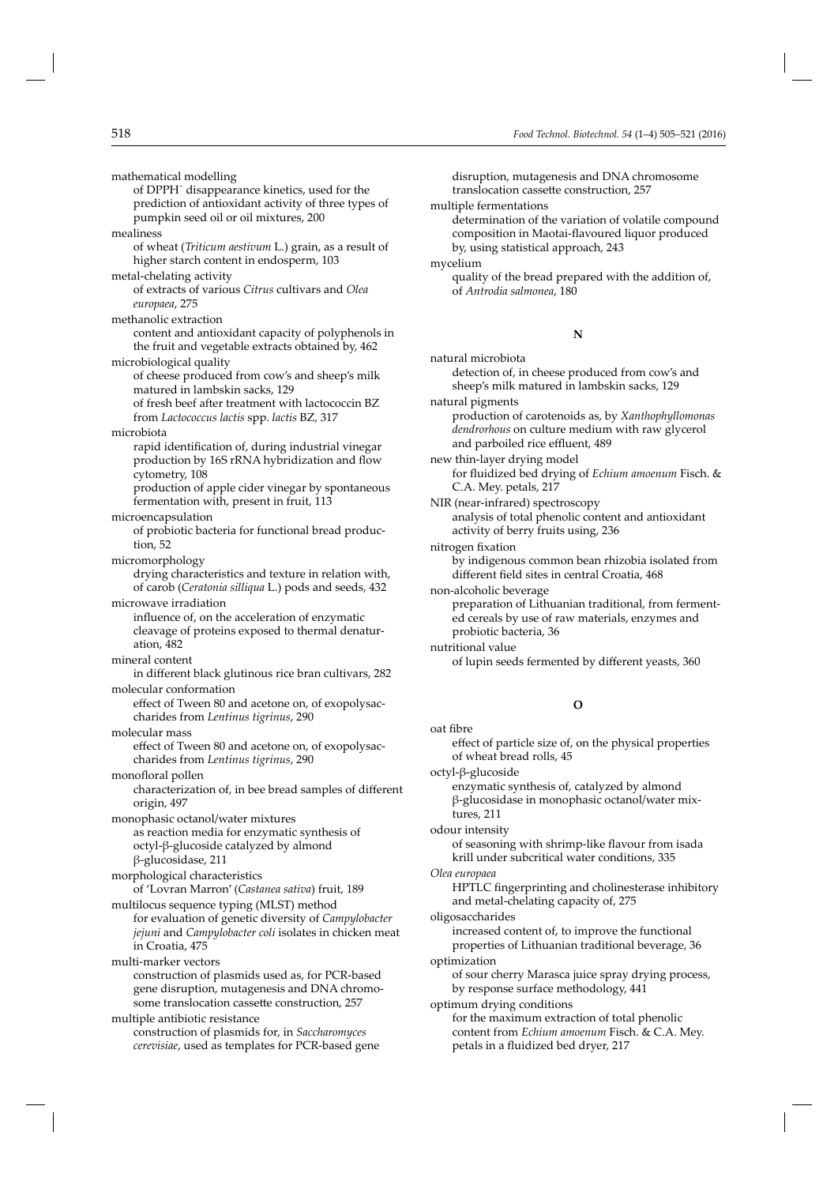mathematical modelling

of DPPH˙ disappearance kinetics, used for the prediction of antioxidant activity of three types of pumpkin seed oil or oil mixtures, 200

mealiness

of wheat (*Triticum aestivum* L.) grain, as a result of higher starch content in endosperm, 103

metal-chelating activity

of extracts of various *Citrus* cultivars and *Olea europaea*, 275

methanolic extraction

content and antioxidant capacity of polyphenols in the fruit and vegetable extracts obtained by, 462

microbiological quality

of cheese produced from cow's and sheep's milk matured in lambskin sacks, 129

of fresh beef after treatment with lactococcin BZ from *Lactococcus lactis* spp. *lactis* BZ, 317

microbiota

rapid identification of, during industrial vinegar production by 16S rRNA hybridization and flow cytometry, 108

production of apple cider vinegar by spontaneous fermentation with, present in fruit, 113

microencapsulation

of probiotic bacteria for functional bread production, 52

micromorphology

drying characteristics and texture in relation with, of carob (*Ceratonia silliqua* L.) pods and seeds, 432

microwave irradiation

influence of, on the acceleration of enzymatic cleavage of proteins exposed to thermal denaturation, 482

mineral content

in different black glutinous rice bran cultivars, 282

molecular conformation

effect of Tween 80 and acetone on, of exopolysaccharides from *Lentinus tigrinus*, 290

molecular mass

effect of Tween 80 and acetone on, of exopolysaccharides from *Lentinus tigrinus*, 290

monofloral pollen

characterization of, in bee bread samples of different origin, 497

monophasic octanol/water mixtures

as reaction media for enzymatic synthesis of octyl-β-glucoside catalyzed by almond β-glucosidase, 211

morphological characteristics

of 'Lovran Marron' (*Castanea sativa*) fruit, 189

multilocus sequence typing (MLST) method

for evaluation of genetic diversity of *Campylobacter jejuni* and *Campylobacter coli* isolates in chicken meat in Croatia, 475

multi-marker vectors

construction of plasmids used as, for PCR-based gene disruption, mutagenesis and DNA chromosome translocation cassette construction, 257

multiple antibiotic resistance

construction of plasmids for, in *Saccharomyces cerevisiae*, used as templates for PCR-based gene disruption, mutagenesis and DNA chromosome translocation cassette construction, 257

multiple fermentations

determination of the variation of volatile compound composition in Maotai-flavoured liquor produced by, using statistical approach, 243

mycelium

quality of the bread prepared with the addition of, of *Antrodia salmonea*, 180

## N

natural microbiota

detection of, in cheese produced from cow's and sheep's milk matured in lambskin sacks, 129

natural pigments

production of carotenoids as, by *Xanthophyllomonas dendrorhous* on culture medium with raw glycerol and parboiled rice effluent, 489

new thin-layer drying model

for fluidized bed drying of *Echium amoenum* Fisch. & C.A. Mey. petals, 217

NIR (near-infrared) spectroscopy

analysis of total phenolic content and antioxidant activity of berry fruits using, 236

nitrogen fixation

by indigenous common bean rhizobia isolated from different field sites in central Croatia, 468

non-alcoholic beverage

preparation of Lithuanian traditional, from fermented cereals by use of raw materials, enzymes and probiotic bacteria, 36

nutritional value

of lupin seeds fermented by different yeasts, 360

## O

oat fibre

effect of particle size of, on the physical properties of wheat bread rolls, 45

octyl-β-glucoside

enzymatic synthesis of, catalyzed by almond β-glucosidase in monophasic octanol/water mixtures, 211

odour intensity

of seasoning with shrimp-like flavour from isada krill under subcritical water conditions, 335

*Olea europaea*

HPTLC fingerprinting and cholinesterase inhibitory and metal-chelating capacity of, 275

oligosaccharides

increased content of, to improve the functional properties of Lithuanian traditional beverage, 36

optimization

of sour cherry Marasca juice spray drying process, by response surface methodology, 441

optimum drying conditions

for the maximum extraction of total phenolic content from *Echium amoenum* Fisch. & C.A. Mey. petals in a fluidized bed dryer, 217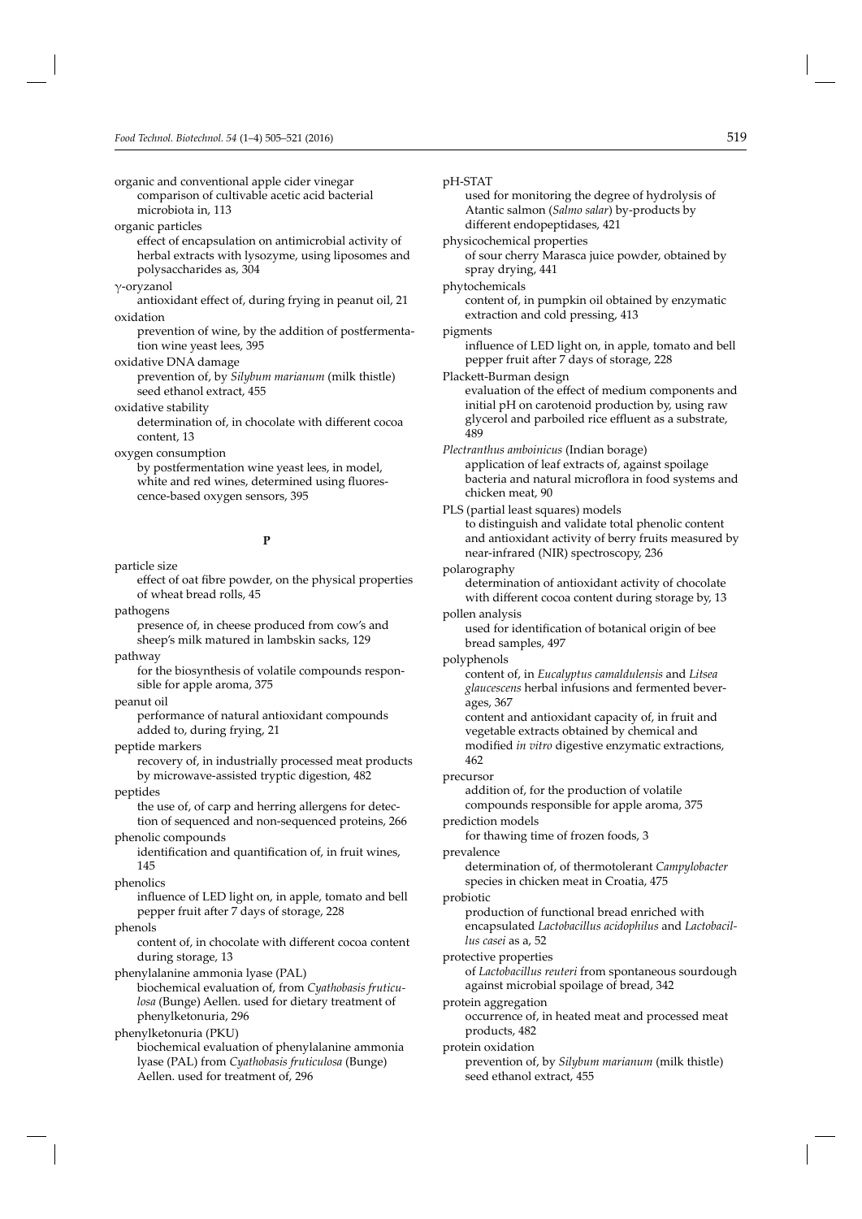organic and conventional apple cider vinegar
comparison of cultivable acetic acid bacterial microbiota in, 113

organic particles
effect of encapsulation on antimicrobial activity of herbal extracts with lysozyme, using liposomes and polysaccharides as, 304

γ-oryzanol
antioxidant effect of, during frying in peanut oil, 21

oxidation
prevention of wine, by the addition of postfermentation wine yeast lees, 395

oxidative DNA damage
prevention of, by *Silybum marianum* (milk thistle) seed ethanol extract, 455

oxidative stability
determination of, in chocolate with different cocoa content, 13

oxygen consumption
by postfermentation wine yeast lees, in model, white and red wines, determined using fluorescence-based oxygen sensors, 395

## P

particle size
effect of oat fibre powder, on the physical properties of wheat bread rolls, 45

pathogens
presence of, in cheese produced from cow's and sheep's milk matured in lambskin sacks, 129

pathway
for the biosynthesis of volatile compounds responsible for apple aroma, 375

peanut oil
performance of natural antioxidant compounds added to, during frying, 21

peptide markers
recovery of, in industrially processed meat products by microwave-assisted tryptic digestion, 482

peptides
the use of, of carp and herring allergens for detection of sequenced and non-sequenced proteins, 266

phenolic compounds
identification and quantification of, in fruit wines, 145

phenolics
influence of LED light on, in apple, tomato and bell pepper fruit after 7 days of storage, 228

phenols
content of, in chocolate with different cocoa content during storage, 13

phenylalanine ammonia lyase (PAL)
biochemical evaluation of, from *Cyathobasis fruticulosa* (Bunge) Aellen. used for dietary treatment of phenylketonuria, 296

phenylketonuria (PKU)
biochemical evaluation of phenylalanine ammonia lyase (PAL) from *Cyathobasis fruticulosa* (Bunge) Aellen. used for treatment of, 296

pH-STAT
used for monitoring the degree of hydrolysis of Atantic salmon (*Salmo salar*) by-products by different endopeptidases, 421

physicochemical properties
of sour cherry Marasca juice powder, obtained by spray drying, 441

phytochemicals
content of, in pumpkin oil obtained by enzymatic extraction and cold pressing, 413

pigments
influence of LED light on, in apple, tomato and bell pepper fruit after 7 days of storage, 228

Plackett-Burman design
evaluation of the effect of medium components and initial pH on carotenoid production by, using raw glycerol and parboiled rice effluent as a substrate, 489

*Plectranthus amboinicus* (Indian borage)
application of leaf extracts of, against spoilage bacteria and natural microflora in food systems and chicken meat, 90

PLS (partial least squares) models
to distinguish and validate total phenolic content and antioxidant activity of berry fruits measured by near-infrared (NIR) spectroscopy, 236

polarography
determination of antioxidant activity of chocolate with different cocoa content during storage by, 13

pollen analysis
used for identification of botanical origin of bee bread samples, 497

polyphenols
content of, in *Eucalyptus camaldulensis* and *Litsea glaucescens* herbal infusions and fermented beverages, 367
content and antioxidant capacity of, in fruit and vegetable extracts obtained by chemical and modified *in vitro* digestive enzymatic extractions, 462

precursor
addition of, for the production of volatile compounds responsible for apple aroma, 375

prediction models
for thawing time of frozen foods, 3

prevalence
determination of, of thermotolerant *Campylobacter* species in chicken meat in Croatia, 475

probiotic
production of functional bread enriched with encapsulated *Lactobacillus acidophilus* and *Lactobacillus casei* as a, 52

protective properties
of *Lactobacillus reuteri* from spontaneous sourdough against microbial spoilage of bread, 342

protein aggregation
occurrence of, in heated meat and processed meat products, 482

protein oxidation
prevention of, by *Silybum marianum* (milk thistle) seed ethanol extract, 455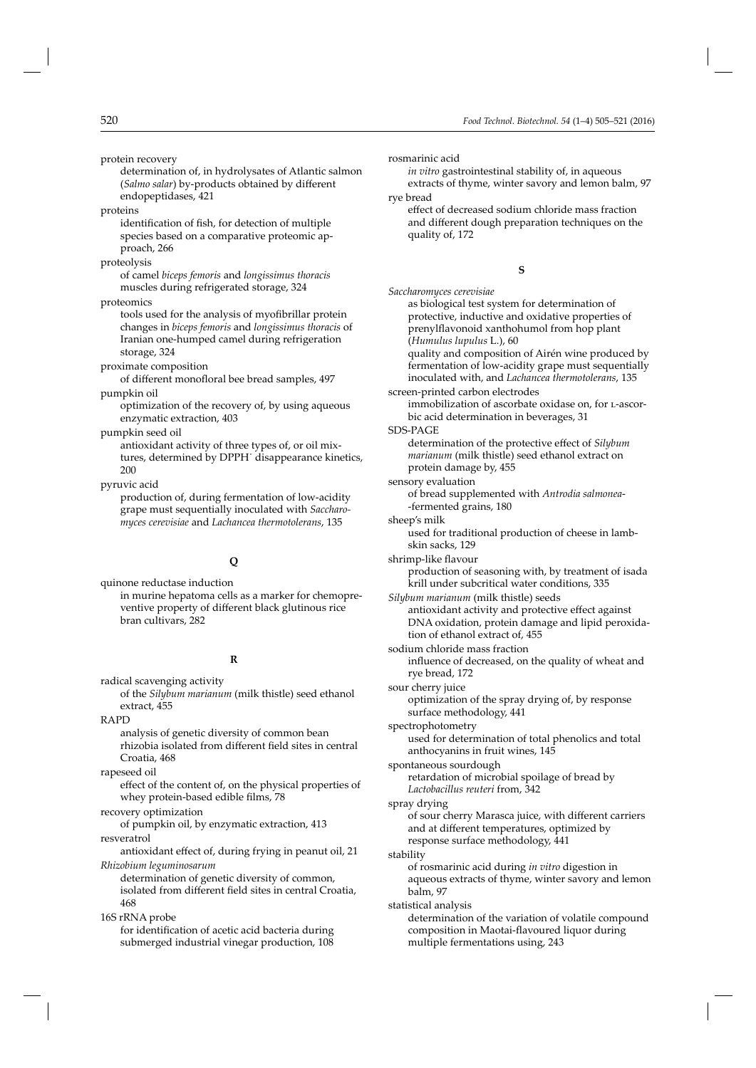protein recovery

determination of, in hydrolysates of Atlantic salmon (*Salmo salar*) by-products obtained by different endopeptidases, 421

proteins

identification of fish, for detection of multiple species based on a comparative proteomic approach, 266

proteolysis

of camel *biceps femoris* and *longissimus thoracis* muscles during refrigerated storage, 324

proteomics

tools used for the analysis of myofibrillar protein changes in *biceps femoris* and *longissimus thoracis* of Iranian one-humped camel during refrigeration storage, 324

proximate composition

of different monofloral bee bread samples, 497

pumpkin oil

optimization of the recovery of, by using aqueous enzymatic extraction, 403

pumpkin seed oil

antioxidant activity of three types of, or oil mixtures, determined by DPPH˙ disappearance kinetics, 200

pyruvic acid

production of, during fermentation of low-acidity grape must sequentially inoculated with *Saccharomyces cerevisiae* and *Lachancea thermotolerans*, 135

## Q

quinone reductase induction

in murine hepatoma cells as a marker for chemopreventive property of different black glutinous rice bran cultivars, 282

## R

radical scavenging activity

of the *Silybum marianum* (milk thistle) seed ethanol extract, 455

RAPD

analysis of genetic diversity of common bean rhizobia isolated from different field sites in central Croatia, 468

rapeseed oil

effect of the content of, on the physical properties of whey protein-based edible films, 78

recovery optimization

of pumpkin oil, by enzymatic extraction, 413

resveratrol

antioxidant effect of, during frying in peanut oil, 21

*Rhizobium leguminosarum*

determination of genetic diversity of common, isolated from different field sites in central Croatia, 468

16S rRNA probe

for identification of acetic acid bacteria during submerged industrial vinegar production, 108

rosmarinic acid

*in vitro* gastrointestinal stability of, in aqueous extracts of thyme, winter savory and lemon balm, 97

rye bread

effect of decreased sodium chloride mass fraction and different dough preparation techniques on the quality of, 172

## S

*Saccharomyces cerevisiae*

as biological test system for determination of protective, inductive and oxidative properties of prenylflavonoid xanthohumol from hop plant (*Humulus lupulus* L.), 60

quality and composition of Airén wine produced by fermentation of low-acidity grape must sequentially inoculated with, and *Lachancea thermotolerans*, 135

screen-printed carbon electrodes

immobilization of ascorbate oxidase on, for L-ascorbic acid determination in beverages, 31

SDS-PAGE

determination of the protective effect of *Silybum marianum* (milk thistle) seed ethanol extract on protein damage by, 455

sensory evaluation

of bread supplemented with *Antrodia salmonea*-fermented grains, 180

sheep's milk

used for traditional production of cheese in lambskin sacks, 129

shrimp-like flavour

production of seasoning with, by treatment of isada krill under subcritical water conditions, 335

*Silybum marianum* (milk thistle) seeds

antioxidant activity and protective effect against DNA oxidation, protein damage and lipid peroxidation of ethanol extract of, 455

sodium chloride mass fraction

influence of decreased, on the quality of wheat and rye bread, 172

sour cherry juice

optimization of the spray drying of, by response surface methodology, 441

spectrophotometry

used for determination of total phenolics and total anthocyanins in fruit wines, 145

spontaneous sourdough

retardation of microbial spoilage of bread by *Lactobacillus reuteri* from, 342

spray drying

of sour cherry Marasca juice, with different carriers and at different temperatures, optimized by response surface methodology, 441

stability

of rosmarinic acid during *in vitro* digestion in aqueous extracts of thyme, winter savory and lemon balm, 97

statistical analysis

determination of the variation of volatile compound composition in Maotai-flavoured liquor during multiple fermentations using, 243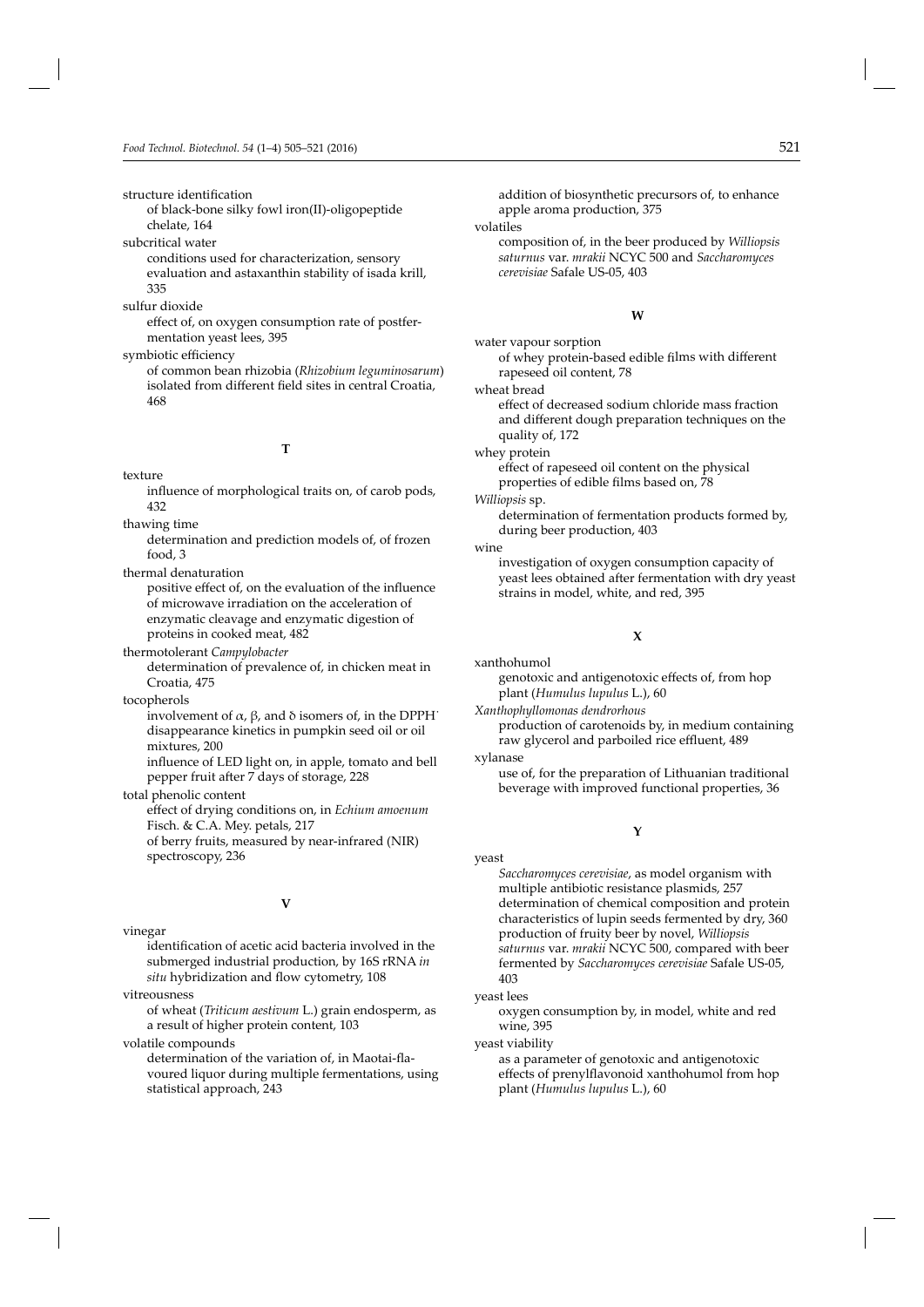structure identification
of black-bone silky fowl iron(II)-oligopeptide chelate, 164

subcritical water
conditions used for characterization, sensory evaluation and astaxanthin stability of isada krill, 335

sulfur dioxide
effect of, on oxygen consumption rate of postfermentation yeast lees, 395

symbiotic efficiency
of common bean rhizobia (*Rhizobium leguminosarum*) isolated from different field sites in central Croatia, 468

### T

texture
influence of morphological traits on, of carob pods, 432

thawing time
determination and prediction models of, of frozen food, 3

thermal denaturation
positive effect of, on the evaluation of the influence of microwave irradiation on the acceleration of enzymatic cleavage and enzymatic digestion of proteins in cooked meat, 482

thermotolerant *Campylobacter*
determination of prevalence of, in chicken meat in Croatia, 475

tocopherols
involvement of α, β, and δ isomers of, in the DPPH˙ disappearance kinetics in pumpkin seed oil or oil mixtures, 200
influence of LED light on, in apple, tomato and bell pepper fruit after 7 days of storage, 228

total phenolic content
effect of drying conditions on, in *Echium amoenum* Fisch. & C.A. Mey. petals, 217
of berry fruits, measured by near-infrared (NIR) spectroscopy, 236

### V

vinegar
identification of acetic acid bacteria involved in the submerged industrial production, by 16S rRNA *in situ* hybridization and flow cytometry, 108

vitreousness
of wheat (*Triticum aestivum* L.) grain endosperm, as a result of higher protein content, 103

volatile compounds
determination of the variation of, in Maotai-flavoured liquor during multiple fermentations, using statistical approach, 243
addition of biosynthetic precursors of, to enhance apple aroma production, 375

volatiles
composition of, in the beer produced by *Williopsis saturnus* var. *mrakii* NCYC 500 and *Saccharomyces cerevisiae* Safale US-05, 403

### W

water vapour sorption
of whey protein-based edible films with different rapeseed oil content, 78

wheat bread
effect of decreased sodium chloride mass fraction and different dough preparation techniques on the quality of, 172

whey protein
effect of rapeseed oil content on the physical properties of edible films based on, 78

*Williopsis* sp.
determination of fermentation products formed by, during beer production, 403

wine
investigation of oxygen consumption capacity of yeast lees obtained after fermentation with dry yeast strains in model, white, and red, 395

### X

xanthohumol
genotoxic and antigenotoxic effects of, from hop plant (*Humulus lupulus* L.), 60

*Xanthophyllomonas dendrorhous*
production of carotenoids by, in medium containing raw glycerol and parboiled rice effluent, 489

xylanase
use of, for the preparation of Lithuanian traditional beverage with improved functional properties, 36

### Y

yeast
*Saccharomyces cerevisiae*, as model organism with multiple antibiotic resistance plasmids, 257
determination of chemical composition and protein characteristics of lupin seeds fermented by dry, 360
production of fruity beer by novel, *Williopsis saturnus* var. *mrakii* NCYC 500, compared with beer fermented by *Saccharomyces cerevisiae* Safale US-05, 403

yeast lees
oxygen consumption by, in model, white and red wine, 395

yeast viability
as a parameter of genotoxic and antigenotoxic effects of prenylflavonoid xanthohumol from hop plant (*Humulus lupulus* L.), 60